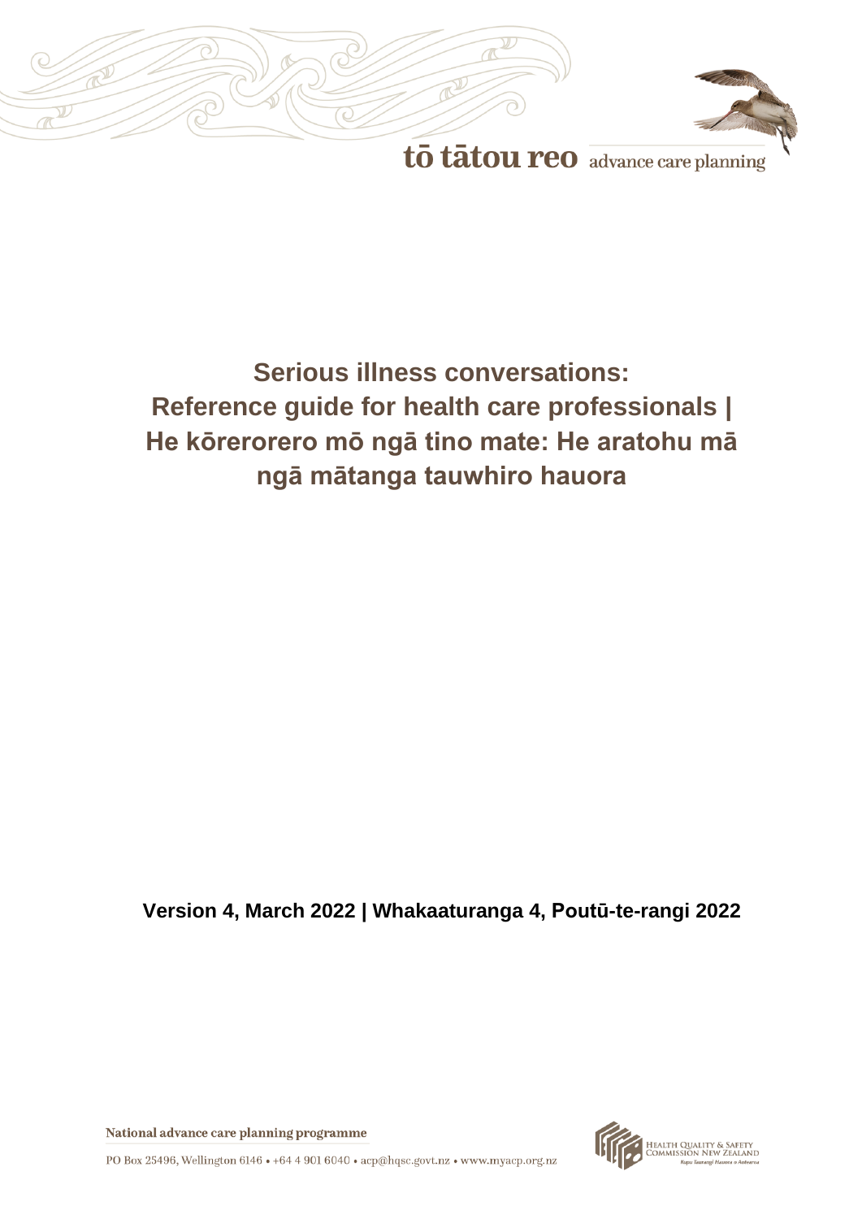tō tātou reo advance care planning

# Serious illness conversations: Reference guide for health care professionals | He kōrerorero mō ngā tino mate: He aratohu mā ngā mātanga tauwhiro hauora

**Version 4, March 2022 | Whakaaturanga 4, Poutū-te-rangi 2022**

National advance care planning programme

PO Box 25496, Wellington 6146 • +64 4 901 6040 • acp@hqsc.govt.nz • www.myacp.org.nz

Health Quality & Safety Commission New Zealand
Kupu Taurangi Hauora o Aotearoa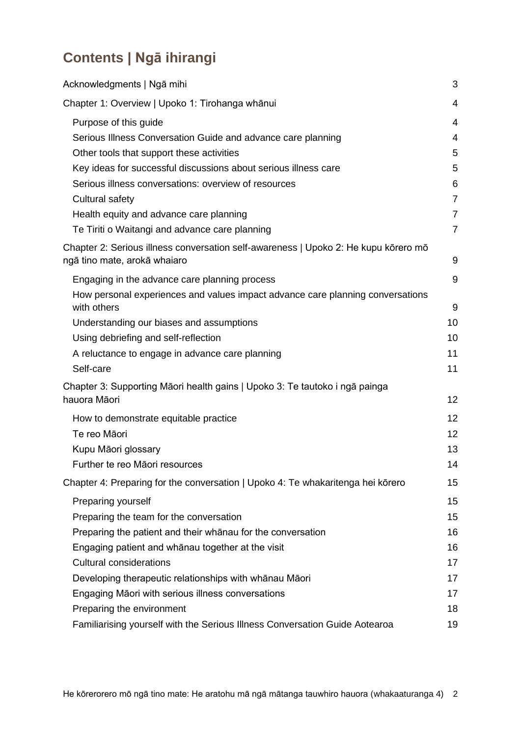# Contents | Ngā ihirangi

Acknowledgments | Ngā mihi 3

Chapter 1: Overview | Upoko 1: Tirohanga whānui 4

- Purpose of this guide 4
- Serious Illness Conversation Guide and advance care planning 4
- Other tools that support these activities 5
- Key ideas for successful discussions about serious illness care 5
- Serious illness conversations: overview of resources 6
- Cultural safety 7
- Health equity and advance care planning 7
- Te Tiriti o Waitangi and advance care planning 7

Chapter 2: Serious illness conversation self-awareness | Upoko 2: He kupu kōrero mō ngā tino mate, arokā whaiaro 9

- Engaging in the advance care planning process 9
- How personal experiences and values impact advance care planning conversations with others 9
- Understanding our biases and assumptions 10
- Using debriefing and self-reflection 10
- A reluctance to engage in advance care planning 11
- Self-care 11

Chapter 3: Supporting Māori health gains | Upoko 3: Te tautoko i ngā painga hauora Māori 12

- How to demonstrate equitable practice 12
- Te reo Māori 12
- Kupu Māori glossary 13
- Further te reo Māori resources 14

Chapter 4: Preparing for the conversation | Upoko 4: Te whakaritenga hei kōrero 15

- Preparing yourself 15
- Preparing the team for the conversation 15
- Preparing the patient and their whānau for the conversation 16
- Engaging patient and whānau together at the visit 16
- Cultural considerations 17
- Developing therapeutic relationships with whānau Māori 17
- Engaging Māori with serious illness conversations 17
- Preparing the environment 18
- Familiarising yourself with the Serious Illness Conversation Guide Aotearoa 19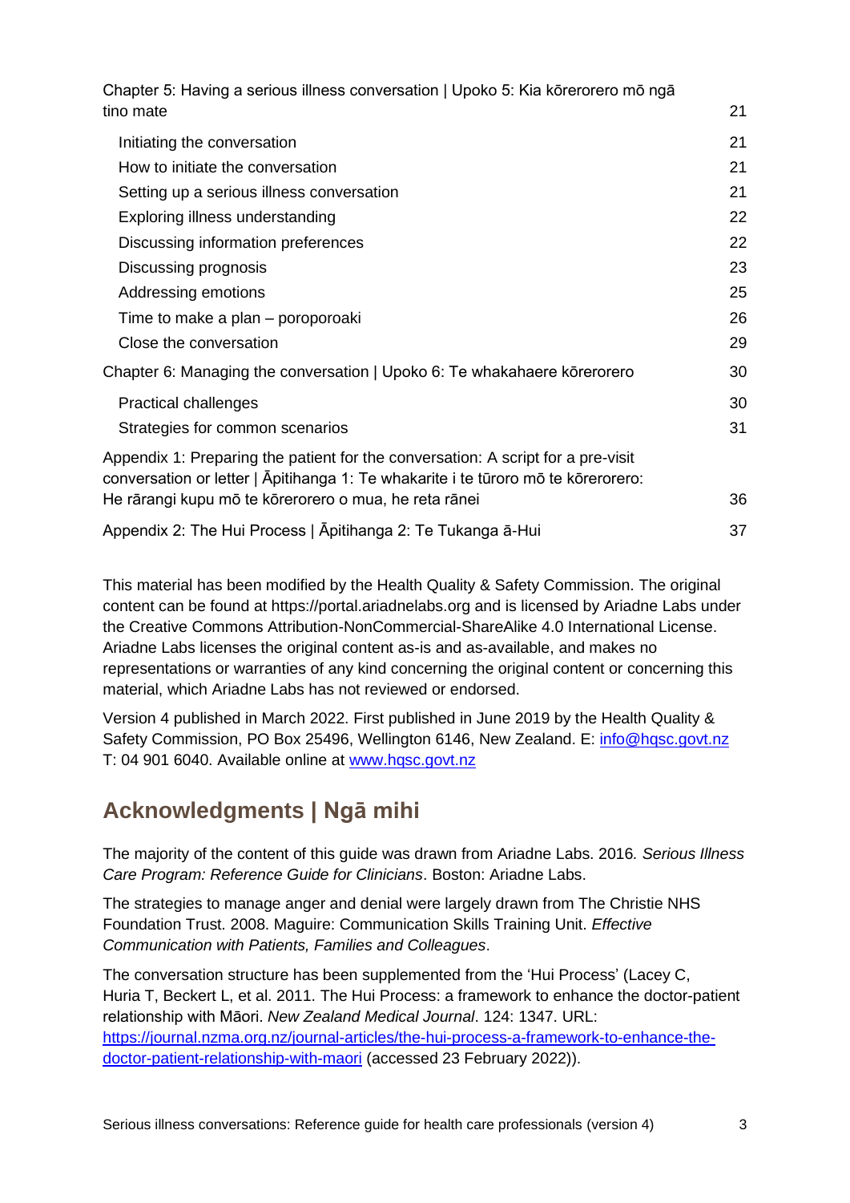| | |
|---|---|
| Chapter 5: Having a serious illness conversation \| Upoko 5: Kia kōrerorero mō ngā tino mate | 21 |
| Initiating the conversation | 21 |
| How to initiate the conversation | 21 |
| Setting up a serious illness conversation | 21 |
| Exploring illness understanding | 22 |
| Discussing information preferences | 22 |
| Discussing prognosis | 23 |
| Addressing emotions | 25 |
| Time to make a plan – poroporoaki | 26 |
| Close the conversation | 29 |
| Chapter 6: Managing the conversation \| Upoko 6: Te whakahaere kōrerorero | 30 |
| Practical challenges | 30 |
| Strategies for common scenarios | 31 |
| Appendix 1: Preparing the patient for the conversation: A script for a pre-visit conversation or letter \| Āpitihanga 1: Te whakarite i te tūroro mō te kōrerorero: He rārangi kupu mō te kōrerorero o mua, he reta rānei | 36 |
| Appendix 2: The Hui Process \| Āpitihanga 2: Te Tukanga ā-Hui | 37 |

This material has been modified by the Health Quality & Safety Commission. The original content can be found at https://portal.ariadnelabs.org and is licensed by Ariadne Labs under the Creative Commons Attribution-NonCommercial-ShareAlike 4.0 International License. Ariadne Labs licenses the original content as-is and as-available, and makes no representations or warranties of any kind concerning the original content or concerning this material, which Ariadne Labs has not reviewed or endorsed.

Version 4 published in March 2022. First published in June 2019 by the Health Quality & Safety Commission, PO Box 25496, Wellington 6146, New Zealand. E: [info@hqsc.govt.nz](mailto:info@hqsc.govt.nz) T: 04 901 6040. Available online at [www.hqsc.govt.nz](http://www.hqsc.govt.nz)

## Acknowledgments | Ngā mihi

The majority of the content of this guide was drawn from Ariadne Labs. 2016. *Serious Illness Care Program: Reference Guide for Clinicians*. Boston: Ariadne Labs.

The strategies to manage anger and denial were largely drawn from The Christie NHS Foundation Trust. 2008. Maguire: Communication Skills Training Unit. *Effective Communication with Patients, Families and Colleagues*.

The conversation structure has been supplemented from the 'Hui Process' (Lacey C, Huria T, Beckert L, et al. 2011. The Hui Process: a framework to enhance the doctor-patient relationship with Māori. *New Zealand Medical Journal*. 124: 1347. URL: [https://journal.nzma.org.nz/journal-articles/the-hui-process-a-framework-to-enhance-the-doctor-patient-relationship-with-maori](https://journal.nzma.org.nz/journal-articles/the-hui-process-a-framework-to-enhance-the-doctor-patient-relationship-with-maori) (accessed 23 February 2022)).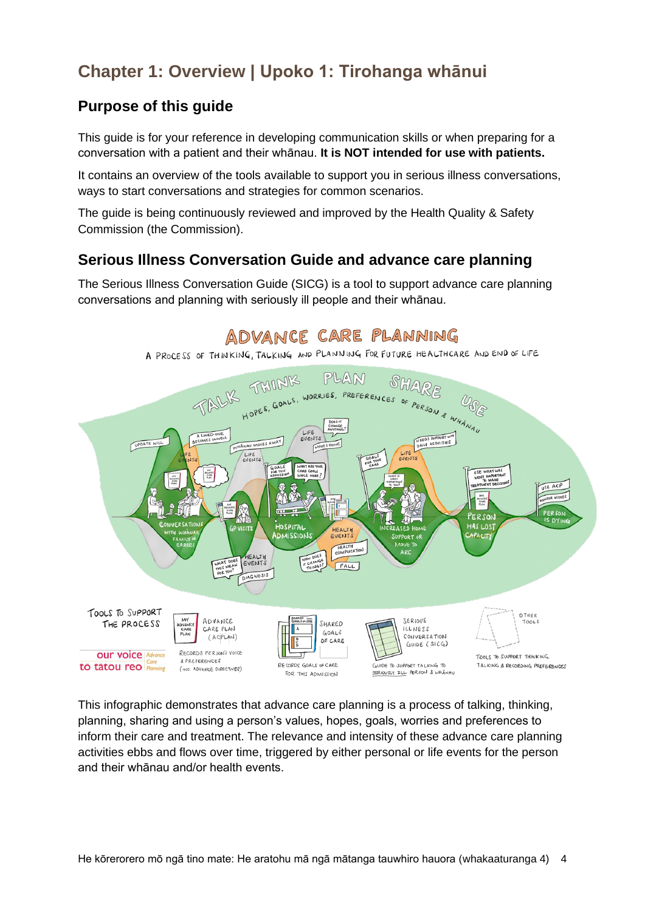# Chapter 1: Overview | Upoko 1: Tirohanga whānui

## Purpose of this guide

This guide is for your reference in developing communication skills or when preparing for a conversation with a patient and their whānau. **It is NOT intended for use with patients.**

It contains an overview of the tools available to support you in serious illness conversations, ways to start conversations and strategies for common scenarios.

The guide is being continuously reviewed and improved by the Health Quality & Safety Commission (the Commission).

## Serious Illness Conversation Guide and advance care planning

The Serious Illness Conversation Guide (SICG) is a tool to support advance care planning conversations and planning with seriously ill people and their whānau.

This infographic demonstrates that advance care planning is a process of talking, thinking, planning, sharing and using a person's values, hopes, goals, worries and preferences to inform their care and treatment. The relevance and intensity of these advance care planning activities ebbs and flows over time, triggered by either personal or life events for the person and their whānau and/or health events.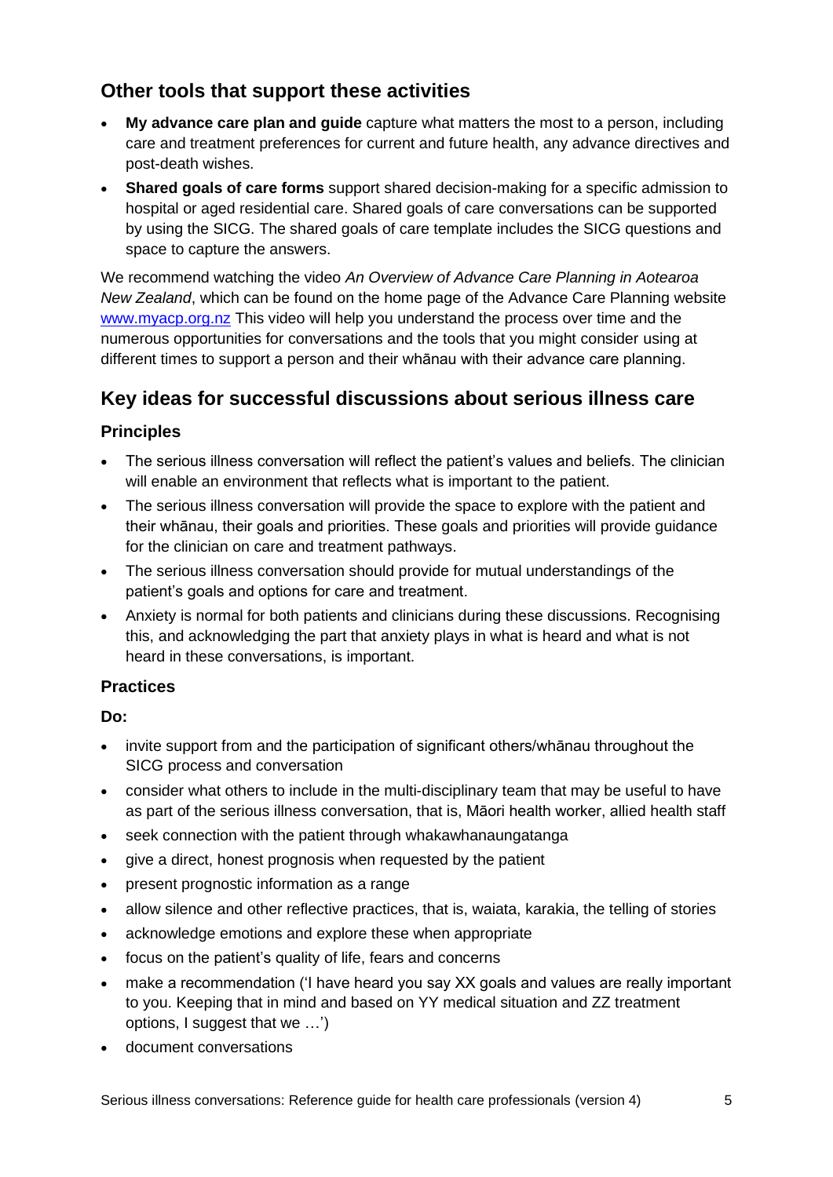## Other tools that support these activities

- **My advance care plan and guide** capture what matters the most to a person, including care and treatment preferences for current and future health, any advance directives and post-death wishes.
- **Shared goals of care forms** support shared decision-making for a specific admission to hospital or aged residential care. Shared goals of care conversations can be supported by using the SICG. The shared goals of care template includes the SICG questions and space to capture the answers.

We recommend watching the video *An Overview of Advance Care Planning in Aotearoa New Zealand*, which can be found on the home page of the Advance Care Planning website [www.myacp.org.nz](http://www.myacp.org.nz) This video will help you understand the process over time and the numerous opportunities for conversations and the tools that you might consider using at different times to support a person and their whānau with their advance care planning.

## Key ideas for successful discussions about serious illness care

### Principles

- The serious illness conversation will reflect the patient's values and beliefs. The clinician will enable an environment that reflects what is important to the patient.
- The serious illness conversation will provide the space to explore with the patient and their whānau, their goals and priorities. These goals and priorities will provide guidance for the clinician on care and treatment pathways.
- The serious illness conversation should provide for mutual understandings of the patient's goals and options for care and treatment.
- Anxiety is normal for both patients and clinicians during these discussions. Recognising this, and acknowledging the part that anxiety plays in what is heard and what is not heard in these conversations, is important.

### Practices

**Do:**

- invite support from and the participation of significant others/whānau throughout the SICG process and conversation
- consider what others to include in the multi-disciplinary team that may be useful to have as part of the serious illness conversation, that is, Māori health worker, allied health staff
- seek connection with the patient through whakawhanaungatanga
- give a direct, honest prognosis when requested by the patient
- present prognostic information as a range
- allow silence and other reflective practices, that is, waiata, karakia, the telling of stories
- acknowledge emotions and explore these when appropriate
- focus on the patient's quality of life, fears and concerns
- make a recommendation ('I have heard you say XX goals and values are really important to you. Keeping that in mind and based on YY medical situation and ZZ treatment options, I suggest that we …')
- document conversations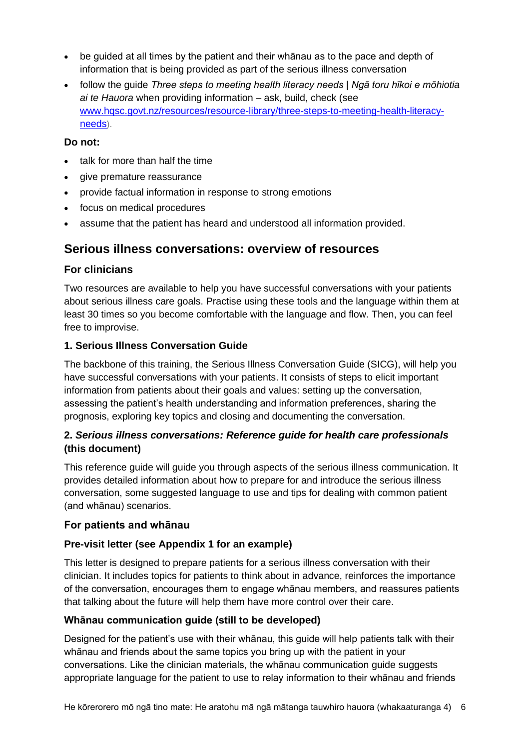- be guided at all times by the patient and their whānau as to the pace and depth of information that is being provided as part of the serious illness conversation
- follow the guide *Three steps to meeting health literacy needs | Ngā toru hīkoi e mōhiotia ai te Hauora* when providing information – ask, build, check (see [www.hqsc.govt.nz/resources/resource-library/three-steps-to-meeting-health-literacy-needs](www.hqsc.govt.nz/resources/resource-library/three-steps-to-meeting-health-literacy-needs)).

**Do not:**

- talk for more than half the time
- give premature reassurance
- provide factual information in response to strong emotions
- focus on medical procedures
- assume that the patient has heard and understood all information provided.

## Serious illness conversations: overview of resources

### For clinicians

Two resources are available to help you have successful conversations with your patients about serious illness care goals. Practise using these tools and the language within them at least 30 times so you become comfortable with the language and flow. Then, you can feel free to improvise.

#### 1. Serious Illness Conversation Guide

The backbone of this training, the Serious Illness Conversation Guide (SICG), will help you have successful conversations with your patients. It consists of steps to elicit important information from patients about their goals and values: setting up the conversation, assessing the patient's health understanding and information preferences, sharing the prognosis, exploring key topics and closing and documenting the conversation.

#### 2. *Serious illness conversations: Reference guide for health care professionals* (this document)

This reference guide will guide you through aspects of the serious illness communication. It provides detailed information about how to prepare for and introduce the serious illness conversation, some suggested language to use and tips for dealing with common patient (and whānau) scenarios.

### For patients and whānau

#### Pre-visit letter (see Appendix 1 for an example)

This letter is designed to prepare patients for a serious illness conversation with their clinician. It includes topics for patients to think about in advance, reinforces the importance of the conversation, encourages them to engage whānau members, and reassures patients that talking about the future will help them have more control over their care.

#### Whānau communication guide (still to be developed)

Designed for the patient's use with their whānau, this guide will help patients talk with their whānau and friends about the same topics you bring up with the patient in your conversations. Like the clinician materials, the whānau communication guide suggests appropriate language for the patient to use to relay information to their whānau and friends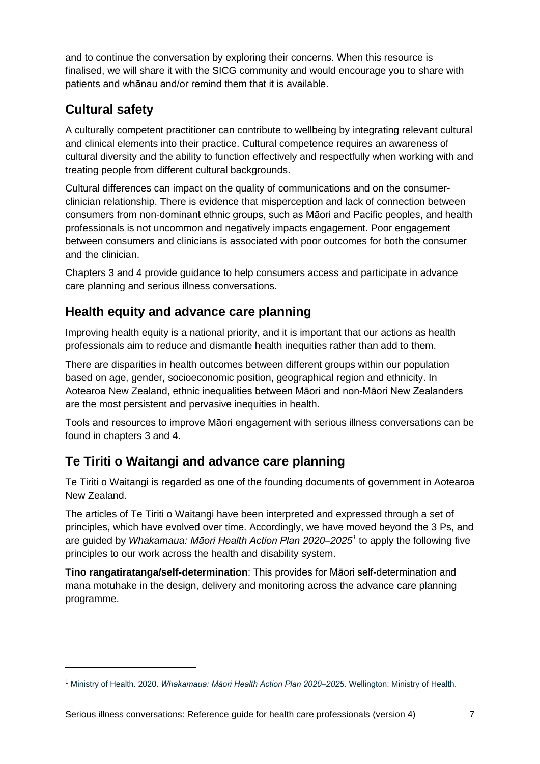and to continue the conversation by exploring their concerns. When this resource is finalised, we will share it with the SICG community and would encourage you to share with patients and whānau and/or remind them that it is available.

## Cultural safety

A culturally competent practitioner can contribute to wellbeing by integrating relevant cultural and clinical elements into their practice. Cultural competence requires an awareness of cultural diversity and the ability to function effectively and respectfully when working with and treating people from different cultural backgrounds.

Cultural differences can impact on the quality of communications and on the consumer-clinician relationship. There is evidence that misperception and lack of connection between consumers from non-dominant ethnic groups, such as Māori and Pacific peoples, and health professionals is not uncommon and negatively impacts engagement. Poor engagement between consumers and clinicians is associated with poor outcomes for both the consumer and the clinician.

Chapters 3 and 4 provide guidance to help consumers access and participate in advance care planning and serious illness conversations.

## Health equity and advance care planning

Improving health equity is a national priority, and it is important that our actions as health professionals aim to reduce and dismantle health inequities rather than add to them.

There are disparities in health outcomes between different groups within our population based on age, gender, socioeconomic position, geographical region and ethnicity. In Aotearoa New Zealand, ethnic inequalities between Māori and non-Māori New Zealanders are the most persistent and pervasive inequities in health.

Tools and resources to improve Māori engagement with serious illness conversations can be found in chapters 3 and 4.

## Te Tiriti o Waitangi and advance care planning

Te Tiriti o Waitangi is regarded as one of the founding documents of government in Aotearoa New Zealand.

The articles of Te Tiriti o Waitangi have been interpreted and expressed through a set of principles, which have evolved over time. Accordingly, we have moved beyond the 3 Ps, and are guided by *Whakamaua: Māori Health Action Plan 2020–2025*[1] to apply the following five principles to our work across the health and disability system.

**Tino rangatiratanga/self-determination**: This provides for Māori self-determination and mana motuhake in the design, delivery and monitoring across the advance care planning programme.

---

[1] Ministry of Health. 2020. *Whakamaua: Māori Health Action Plan 2020–2025*. Wellington: Ministry of Health.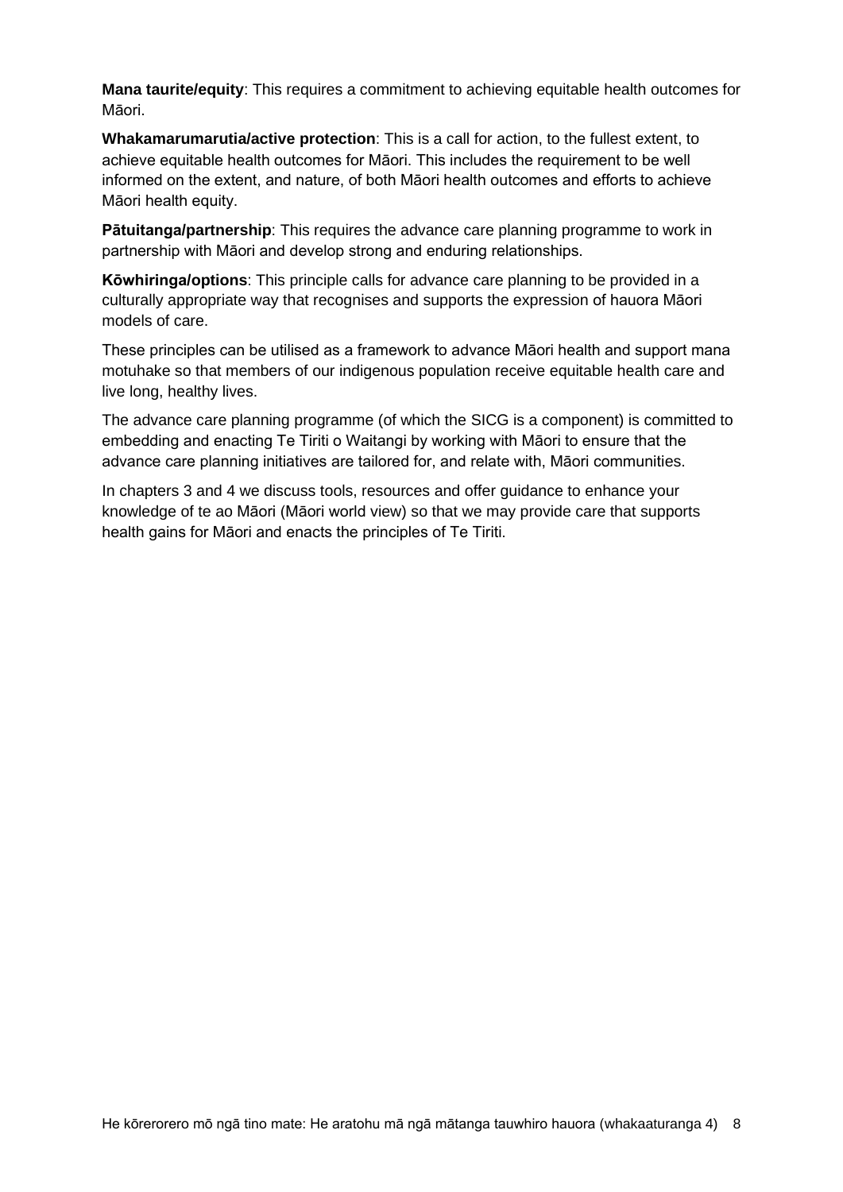**Mana taurite/equity**: This requires a commitment to achieving equitable health outcomes for Māori.

**Whakamarumarutia/active protection**: This is a call for action, to the fullest extent, to achieve equitable health outcomes for Māori. This includes the requirement to be well informed on the extent, and nature, of both Māori health outcomes and efforts to achieve Māori health equity.

**Pātuitanga/partnership**: This requires the advance care planning programme to work in partnership with Māori and develop strong and enduring relationships.

**Kōwhiringa/options**: This principle calls for advance care planning to be provided in a culturally appropriate way that recognises and supports the expression of hauora Māori models of care.

These principles can be utilised as a framework to advance Māori health and support mana motuhake so that members of our indigenous population receive equitable health care and live long, healthy lives.

The advance care planning programme (of which the SICG is a component) is committed to embedding and enacting Te Tiriti o Waitangi by working with Māori to ensure that the advance care planning initiatives are tailored for, and relate with, Māori communities.

In chapters 3 and 4 we discuss tools, resources and offer guidance to enhance your knowledge of te ao Māori (Māori world view) so that we may provide care that supports health gains for Māori and enacts the principles of Te Tiriti.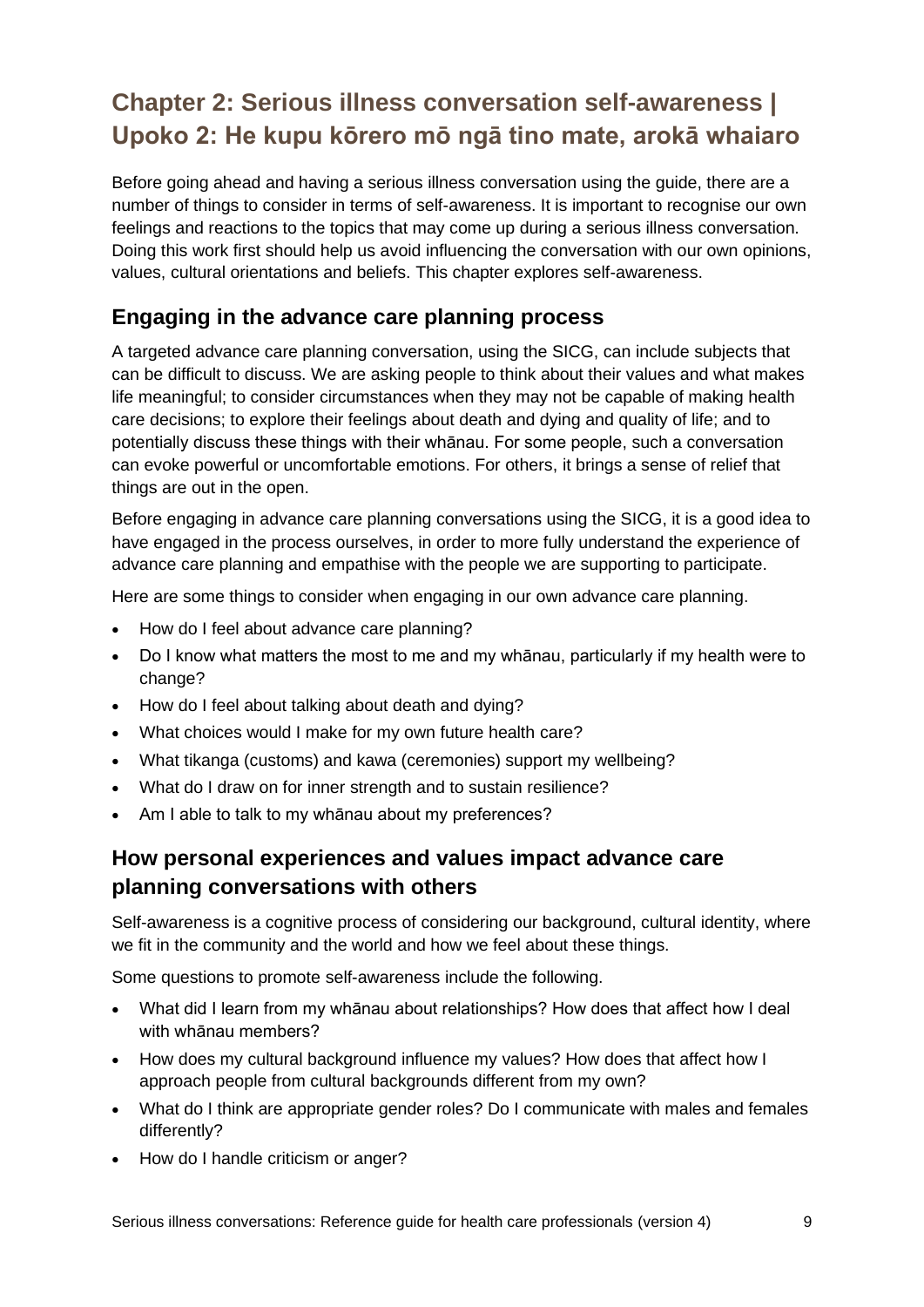# Chapter 2: Serious illness conversation self-awareness | Upoko 2: He kupu kōrero mō ngā tino mate, arokā whaiaro

Before going ahead and having a serious illness conversation using the guide, there are a number of things to consider in terms of self-awareness. It is important to recognise our own feelings and reactions to the topics that may come up during a serious illness conversation. Doing this work first should help us avoid influencing the conversation with our own opinions, values, cultural orientations and beliefs. This chapter explores self-awareness.

## Engaging in the advance care planning process

A targeted advance care planning conversation, using the SICG, can include subjects that can be difficult to discuss. We are asking people to think about their values and what makes life meaningful; to consider circumstances when they may not be capable of making health care decisions; to explore their feelings about death and dying and quality of life; and to potentially discuss these things with their whānau. For some people, such a conversation can evoke powerful or uncomfortable emotions. For others, it brings a sense of relief that things are out in the open.

Before engaging in advance care planning conversations using the SICG, it is a good idea to have engaged in the process ourselves, in order to more fully understand the experience of advance care planning and empathise with the people we are supporting to participate.

Here are some things to consider when engaging in our own advance care planning.

- How do I feel about advance care planning?
- Do I know what matters the most to me and my whānau, particularly if my health were to change?
- How do I feel about talking about death and dying?
- What choices would I make for my own future health care?
- What tikanga (customs) and kawa (ceremonies) support my wellbeing?
- What do I draw on for inner strength and to sustain resilience?
- Am I able to talk to my whānau about my preferences?

## How personal experiences and values impact advance care planning conversations with others

Self-awareness is a cognitive process of considering our background, cultural identity, where we fit in the community and the world and how we feel about these things.

Some questions to promote self-awareness include the following.

- What did I learn from my whānau about relationships? How does that affect how I deal with whānau members?
- How does my cultural background influence my values? How does that affect how I approach people from cultural backgrounds different from my own?
- What do I think are appropriate gender roles? Do I communicate with males and females differently?
- How do I handle criticism or anger?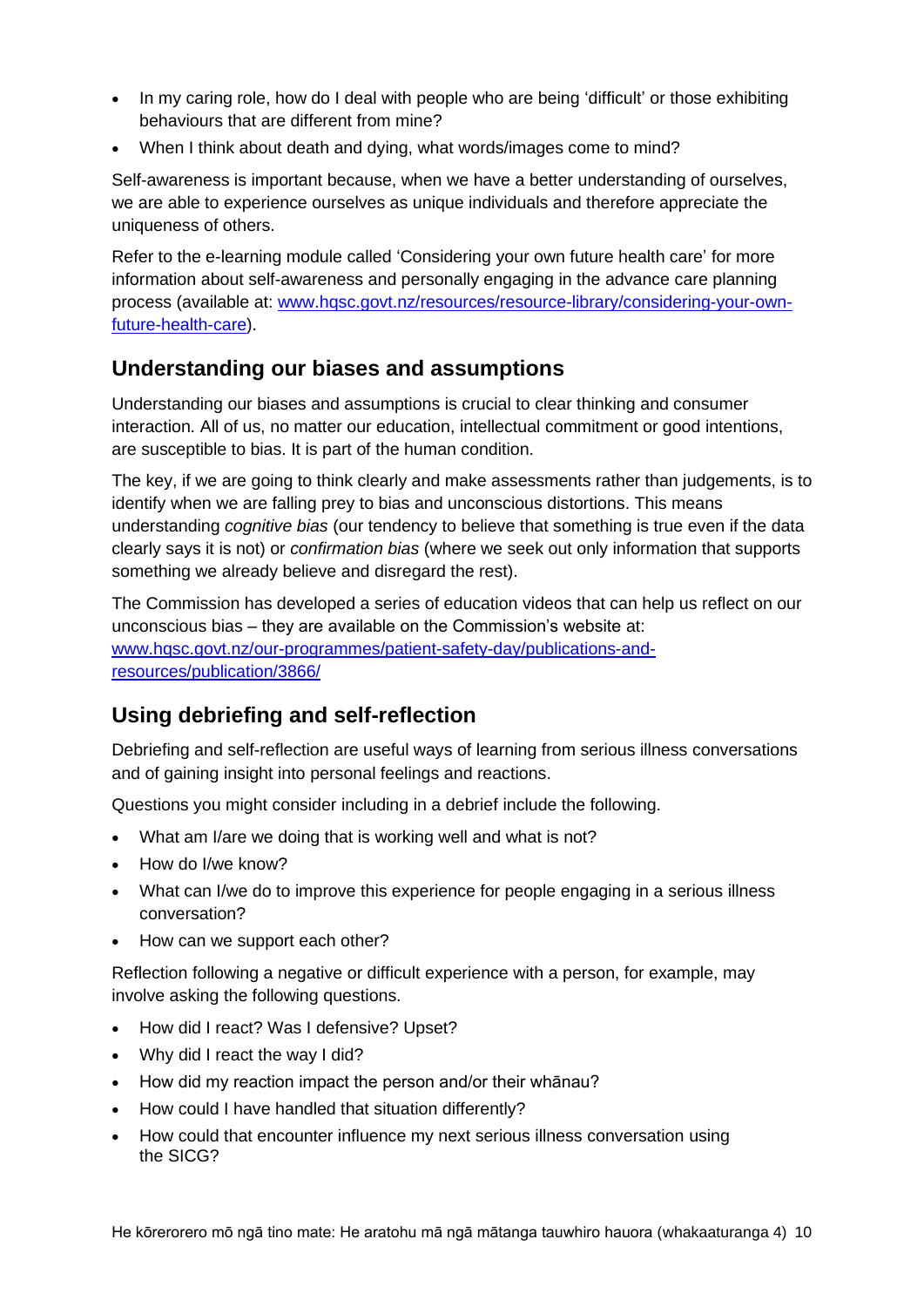- In my caring role, how do I deal with people who are being 'difficult' or those exhibiting behaviours that are different from mine?
- When I think about death and dying, what words/images come to mind?

Self-awareness is important because, when we have a better understanding of ourselves, we are able to experience ourselves as unique individuals and therefore appreciate the uniqueness of others.

Refer to the e-learning module called 'Considering your own future health care' for more information about self-awareness and personally engaging in the advance care planning process (available at: [www.hqsc.govt.nz/resources/resource-library/considering-your-own-future-health-care](www.hqsc.govt.nz/resources/resource-library/considering-your-own-future-health-care)).

## Understanding our biases and assumptions

Understanding our biases and assumptions is crucial to clear thinking and consumer interaction. All of us, no matter our education, intellectual commitment or good intentions, are susceptible to bias. It is part of the human condition.

The key, if we are going to think clearly and make assessments rather than judgements, is to identify when we are falling prey to bias and unconscious distortions. This means understanding *cognitive bias* (our tendency to believe that something is true even if the data clearly says it is not) or *confirmation bias* (where we seek out only information that supports something we already believe and disregard the rest).

The Commission has developed a series of education videos that can help us reflect on our unconscious bias – they are available on the Commission's website at: [www.hqsc.govt.nz/our-programmes/patient-safety-day/publications-and-resources/publication/3866/](www.hqsc.govt.nz/our-programmes/patient-safety-day/publications-and-resources/publication/3866/)

## Using debriefing and self-reflection

Debriefing and self-reflection are useful ways of learning from serious illness conversations and of gaining insight into personal feelings and reactions.

Questions you might consider including in a debrief include the following.

- What am I/are we doing that is working well and what is not?
- How do I/we know?
- What can I/we do to improve this experience for people engaging in a serious illness conversation?
- How can we support each other?

Reflection following a negative or difficult experience with a person, for example, may involve asking the following questions.

- How did I react? Was I defensive? Upset?
- Why did I react the way I did?
- How did my reaction impact the person and/or their whānau?
- How could I have handled that situation differently?
- How could that encounter influence my next serious illness conversation using the SICG?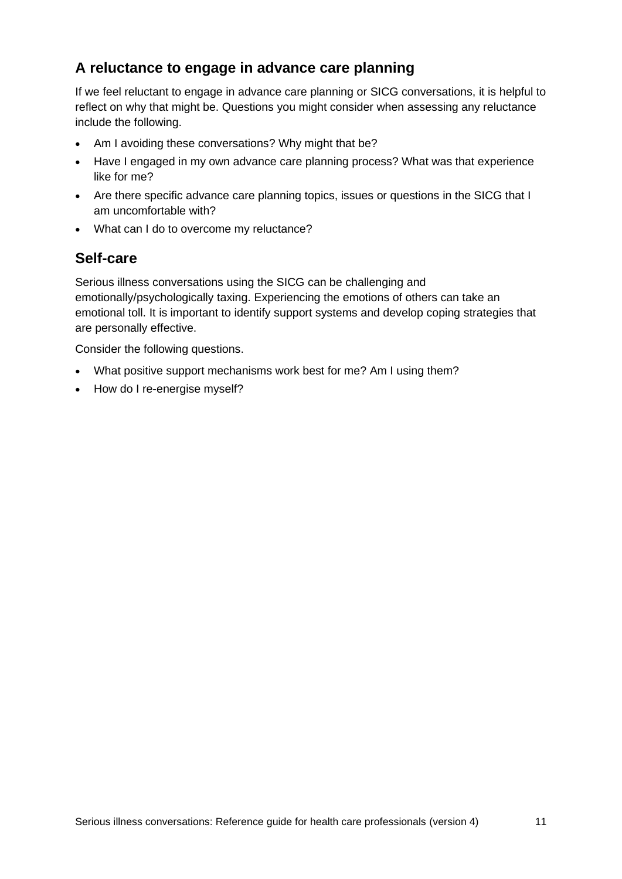## A reluctance to engage in advance care planning

If we feel reluctant to engage in advance care planning or SICG conversations, it is helpful to reflect on why that might be. Questions you might consider when assessing any reluctance include the following.

- Am I avoiding these conversations? Why might that be?
- Have I engaged in my own advance care planning process? What was that experience like for me?
- Are there specific advance care planning topics, issues or questions in the SICG that I am uncomfortable with?
- What can I do to overcome my reluctance?

## Self-care

Serious illness conversations using the SICG can be challenging and emotionally/psychologically taxing. Experiencing the emotions of others can take an emotional toll. It is important to identify support systems and develop coping strategies that are personally effective.

Consider the following questions.

- What positive support mechanisms work best for me? Am I using them?
- How do I re-energise myself?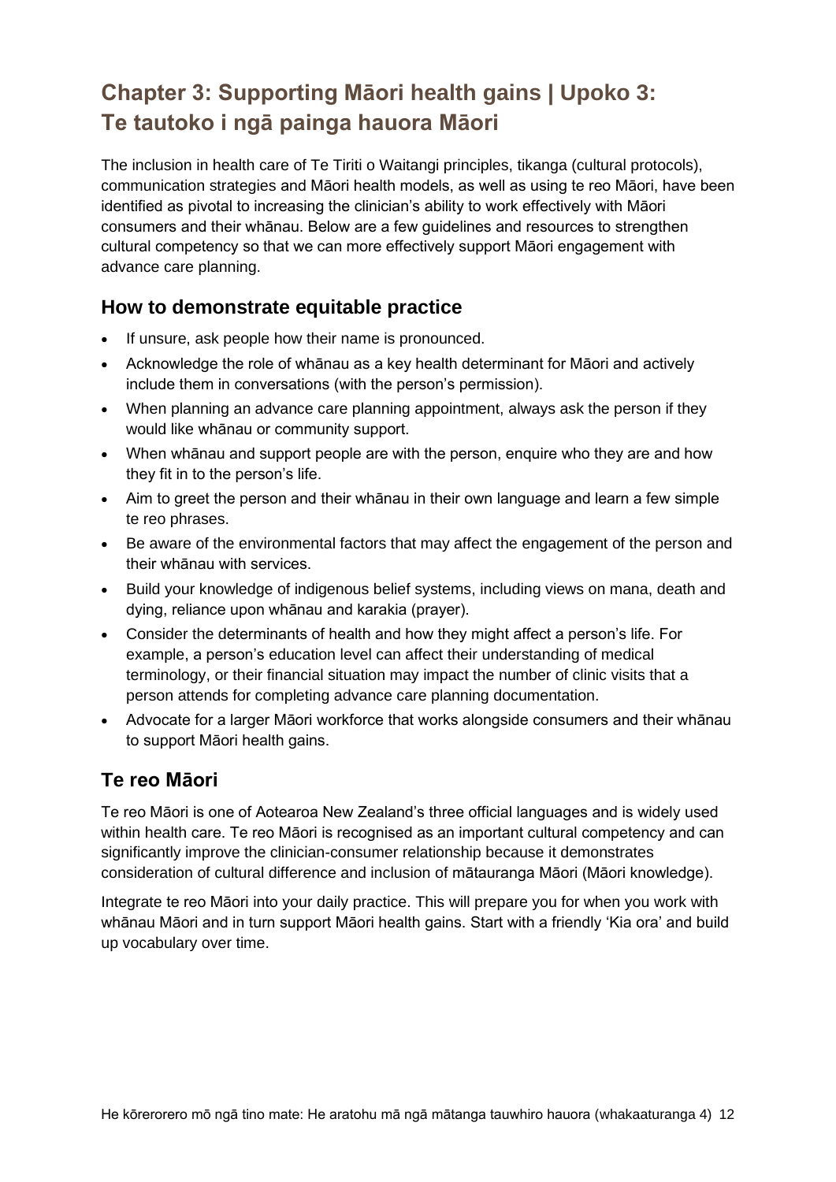# Chapter 3: Supporting Māori health gains | Upoko 3: Te tautoko i ngā painga hauora Māori

The inclusion in health care of Te Tiriti o Waitangi principles, tikanga (cultural protocols), communication strategies and Māori health models, as well as using te reo Māori, have been identified as pivotal to increasing the clinician's ability to work effectively with Māori consumers and their whānau. Below are a few guidelines and resources to strengthen cultural competency so that we can more effectively support Māori engagement with advance care planning.

## How to demonstrate equitable practice

- If unsure, ask people how their name is pronounced.
- Acknowledge the role of whānau as a key health determinant for Māori and actively include them in conversations (with the person's permission).
- When planning an advance care planning appointment, always ask the person if they would like whānau or community support.
- When whānau and support people are with the person, enquire who they are and how they fit in to the person's life.
- Aim to greet the person and their whānau in their own language and learn a few simple te reo phrases.
- Be aware of the environmental factors that may affect the engagement of the person and their whānau with services.
- Build your knowledge of indigenous belief systems, including views on mana, death and dying, reliance upon whānau and karakia (prayer).
- Consider the determinants of health and how they might affect a person's life. For example, a person's education level can affect their understanding of medical terminology, or their financial situation may impact the number of clinic visits that a person attends for completing advance care planning documentation.
- Advocate for a larger Māori workforce that works alongside consumers and their whānau to support Māori health gains.

## Te reo Māori

Te reo Māori is one of Aotearoa New Zealand's three official languages and is widely used within health care. Te reo Māori is recognised as an important cultural competency and can significantly improve the clinician-consumer relationship because it demonstrates consideration of cultural difference and inclusion of mātauranga Māori (Māori knowledge).

Integrate te reo Māori into your daily practice. This will prepare you for when you work with whānau Māori and in turn support Māori health gains. Start with a friendly 'Kia ora' and build up vocabulary over time.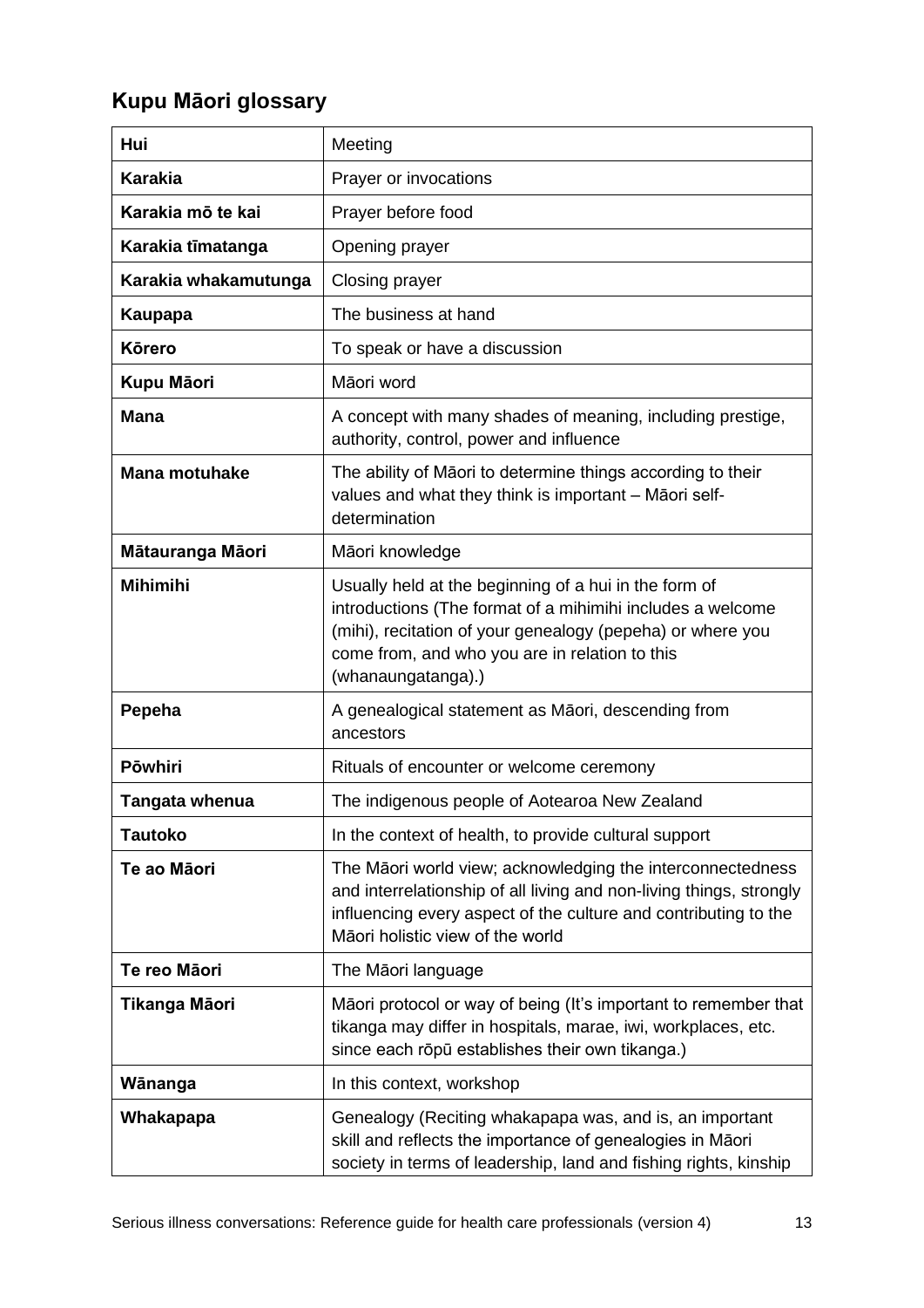## Kupu Māori glossary

| | |
|---|---|
| **Hui** | Meeting |
| **Karakia** | Prayer or invocations |
| **Karakia mō te kai** | Prayer before food |
| **Karakia tīmatanga** | Opening prayer |
| **Karakia whakamutunga** | Closing prayer |
| **Kaupapa** | The business at hand |
| **Kōrero** | To speak or have a discussion |
| **Kupu Māori** | Māori word |
| **Mana** | A concept with many shades of meaning, including prestige, authority, control, power and influence |
| **Mana motuhake** | The ability of Māori to determine things according to their values and what they think is important – Māori self-determination |
| **Mātauranga Māori** | Māori knowledge |
| **Mihimihi** | Usually held at the beginning of a hui in the form of introductions (The format of a mihimihi includes a welcome (mihi), recitation of your genealogy (pepeha) or where you come from, and who you are in relation to this (whanaungatanga).) |
| **Pepeha** | A genealogical statement as Māori, descending from ancestors |
| **Pōwhiri** | Rituals of encounter or welcome ceremony |
| **Tangata whenua** | The indigenous people of Aotearoa New Zealand |
| **Tautoko** | In the context of health, to provide cultural support |
| **Te ao Māori** | The Māori world view; acknowledging the interconnectedness and interrelationship of all living and non-living things, strongly influencing every aspect of the culture and contributing to the Māori holistic view of the world |
| **Te reo Māori** | The Māori language |
| **Tikanga Māori** | Māori protocol or way of being (It's important to remember that tikanga may differ in hospitals, marae, iwi, workplaces, etc. since each rōpū establishes their own tikanga.) |
| **Wānanga** | In this context, workshop |
| **Whakapapa** | Genealogy (Reciting whakapapa was, and is, an important skill and reflects the importance of genealogies in Māori society in terms of leadership, land and fishing rights, kinship |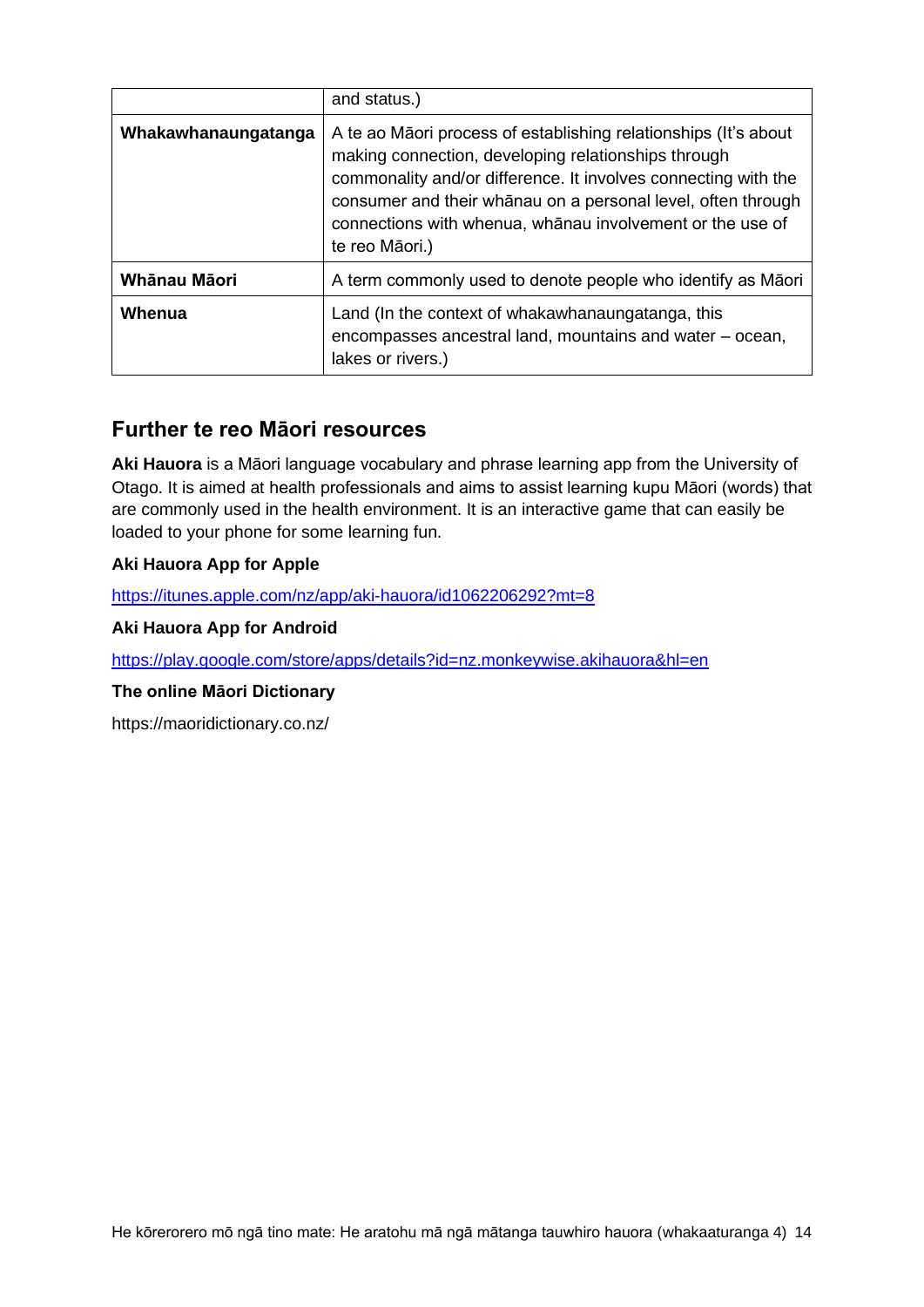| | |
|---|---|
| | and status.) |
| **Whakawhanaungatanga** | A te ao Māori process of establishing relationships (It's about making connection, developing relationships through commonality and/or difference. It involves connecting with the consumer and their whānau on a personal level, often through connections with whenua, whānau involvement or the use of te reo Māori.) |
| **Whānau Māori** | A term commonly used to denote people who identify as Māori |
| **Whenua** | Land (In the context of whakawhanaungatanga, this encompasses ancestral land, mountains and water – ocean, lakes or rivers.) |

## Further te reo Māori resources

**Aki Hauora** is a Māori language vocabulary and phrase learning app from the University of Otago. It is aimed at health professionals and aims to assist learning kupu Māori (words) that are commonly used in the health environment. It is an interactive game that can easily be loaded to your phone for some learning fun.

**Aki Hauora App for Apple**

https://itunes.apple.com/nz/app/aki-hauora/id1062206292?mt=8

**Aki Hauora App for Android**

https://play.google.com/store/apps/details?id=nz.monkeywise.akihauora&hl=en

**The online Māori Dictionary**

https://maoridictionary.co.nz/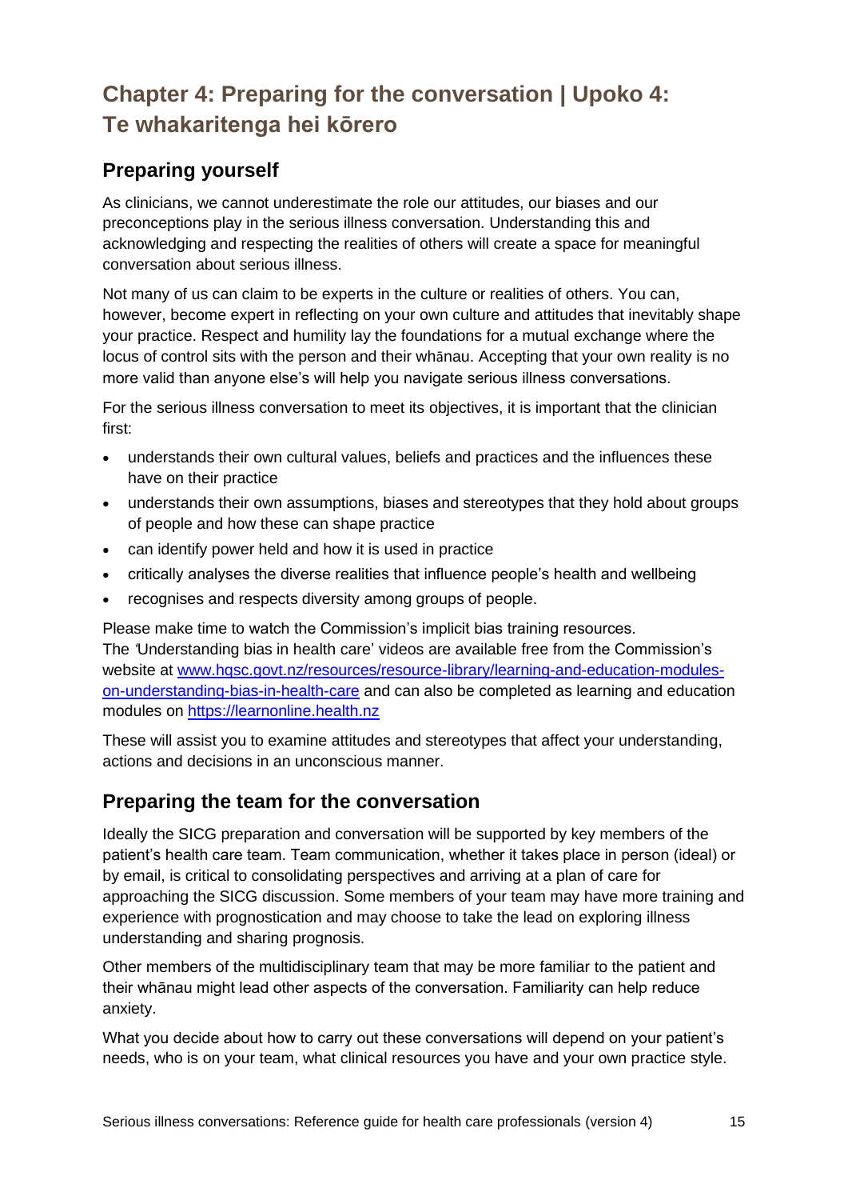# Chapter 4: Preparing for the conversation | Upoko 4: Te whakaritenga hei kōrero

## Preparing yourself

As clinicians, we cannot underestimate the role our attitudes, our biases and our preconceptions play in the serious illness conversation. Understanding this and acknowledging and respecting the realities of others will create a space for meaningful conversation about serious illness.

Not many of us can claim to be experts in the culture or realities of others. You can, however, become expert in reflecting on your own culture and attitudes that inevitably shape your practice. Respect and humility lay the foundations for a mutual exchange where the locus of control sits with the person and their whānau. Accepting that your own reality is no more valid than anyone else's will help you navigate serious illness conversations.

For the serious illness conversation to meet its objectives, it is important that the clinician first:

- understands their own cultural values, beliefs and practices and the influences these have on their practice
- understands their own assumptions, biases and stereotypes that they hold about groups of people and how these can shape practice
- can identify power held and how it is used in practice
- critically analyses the diverse realities that influence people's health and wellbeing
- recognises and respects diversity among groups of people.

Please make time to watch the Commission's implicit bias training resources. The 'Understanding bias in health care' videos are available free from the Commission's website at [www.hqsc.govt.nz/resources/resource-library/learning-and-education-modules-on-understanding-bias-in-health-care](www.hqsc.govt.nz/resources/resource-library/learning-and-education-modules-on-understanding-bias-in-health-care) and can also be completed as learning and education modules on [https://learnonline.health.nz](https://learnonline.health.nz)

These will assist you to examine attitudes and stereotypes that affect your understanding, actions and decisions in an unconscious manner.

## Preparing the team for the conversation

Ideally the SICG preparation and conversation will be supported by key members of the patient's health care team. Team communication, whether it takes place in person (ideal) or by email, is critical to consolidating perspectives and arriving at a plan of care for approaching the SICG discussion. Some members of your team may have more training and experience with prognostication and may choose to take the lead on exploring illness understanding and sharing prognosis.

Other members of the multidisciplinary team that may be more familiar to the patient and their whānau might lead other aspects of the conversation. Familiarity can help reduce anxiety.

What you decide about how to carry out these conversations will depend on your patient's needs, who is on your team, what clinical resources you have and your own practice style.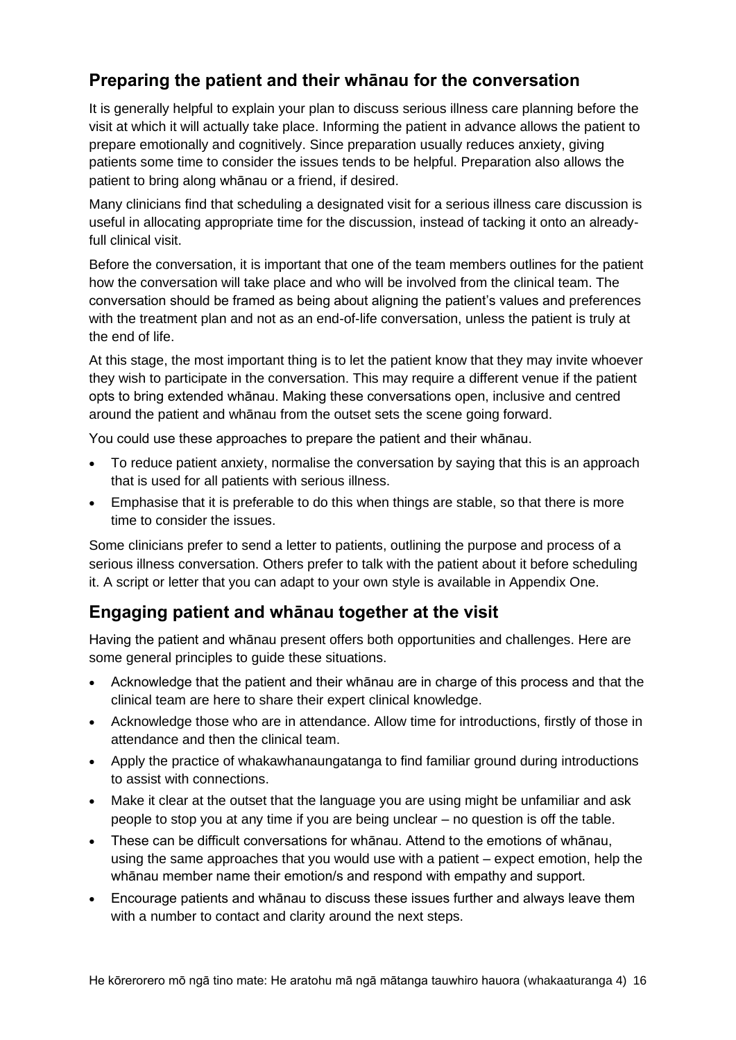## Preparing the patient and their whānau for the conversation

It is generally helpful to explain your plan to discuss serious illness care planning before the visit at which it will actually take place. Informing the patient in advance allows the patient to prepare emotionally and cognitively. Since preparation usually reduces anxiety, giving patients some time to consider the issues tends to be helpful. Preparation also allows the patient to bring along whānau or a friend, if desired.

Many clinicians find that scheduling a designated visit for a serious illness care discussion is useful in allocating appropriate time for the discussion, instead of tacking it onto an already-full clinical visit.

Before the conversation, it is important that one of the team members outlines for the patient how the conversation will take place and who will be involved from the clinical team. The conversation should be framed as being about aligning the patient's values and preferences with the treatment plan and not as an end-of-life conversation, unless the patient is truly at the end of life.

At this stage, the most important thing is to let the patient know that they may invite whoever they wish to participate in the conversation. This may require a different venue if the patient opts to bring extended whānau. Making these conversations open, inclusive and centred around the patient and whānau from the outset sets the scene going forward.

You could use these approaches to prepare the patient and their whānau.

- To reduce patient anxiety, normalise the conversation by saying that this is an approach that is used for all patients with serious illness.
- Emphasise that it is preferable to do this when things are stable, so that there is more time to consider the issues.

Some clinicians prefer to send a letter to patients, outlining the purpose and process of a serious illness conversation. Others prefer to talk with the patient about it before scheduling it. A script or letter that you can adapt to your own style is available in Appendix One.

## Engaging patient and whānau together at the visit

Having the patient and whānau present offers both opportunities and challenges. Here are some general principles to guide these situations.

- Acknowledge that the patient and their whānau are in charge of this process and that the clinical team are here to share their expert clinical knowledge.
- Acknowledge those who are in attendance. Allow time for introductions, firstly of those in attendance and then the clinical team.
- Apply the practice of whakawhanaungatanga to find familiar ground during introductions to assist with connections.
- Make it clear at the outset that the language you are using might be unfamiliar and ask people to stop you at any time if you are being unclear – no question is off the table.
- These can be difficult conversations for whānau. Attend to the emotions of whānau, using the same approaches that you would use with a patient – expect emotion, help the whānau member name their emotion/s and respond with empathy and support.
- Encourage patients and whānau to discuss these issues further and always leave them with a number to contact and clarity around the next steps.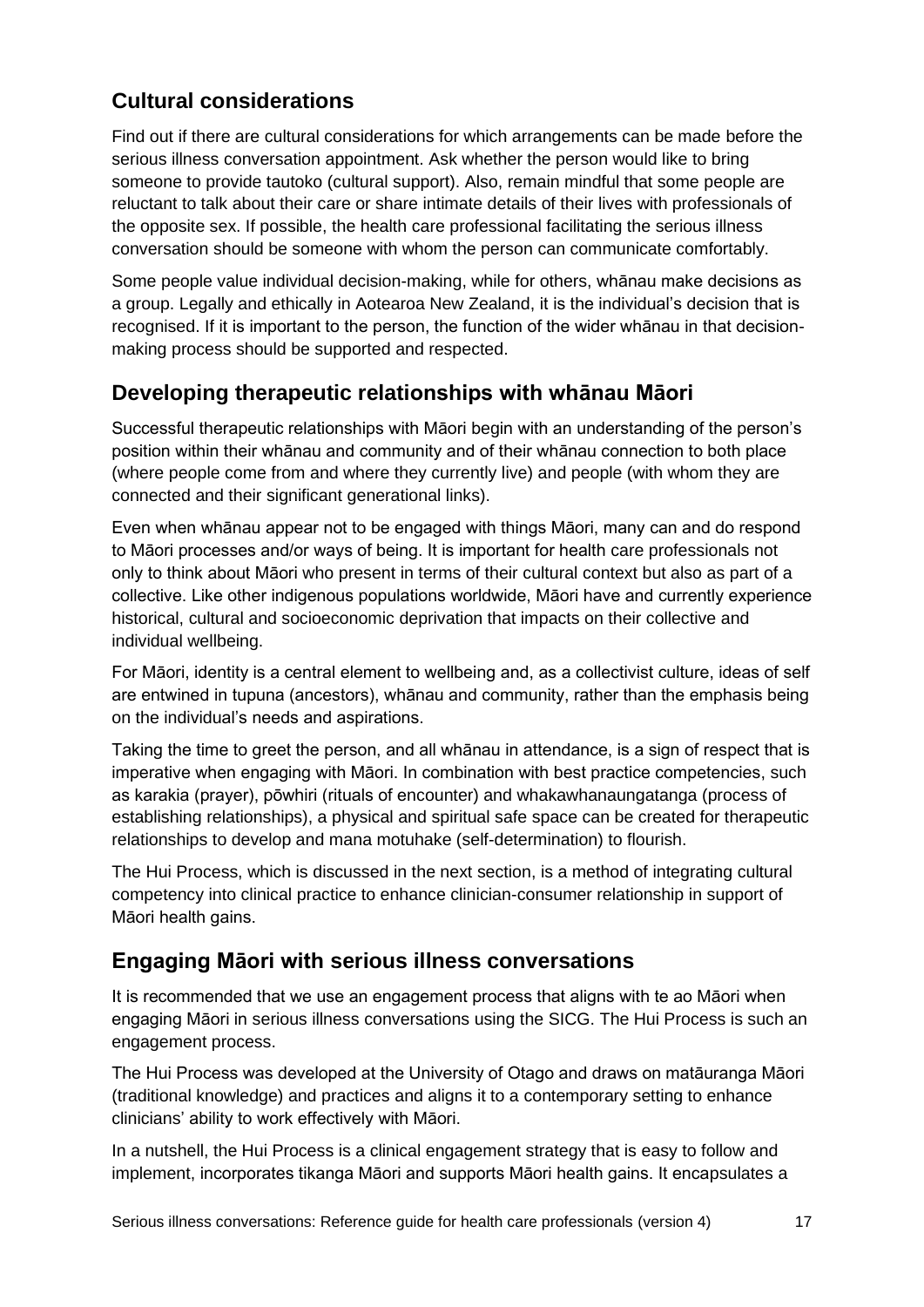## Cultural considerations

Find out if there are cultural considerations for which arrangements can be made before the serious illness conversation appointment. Ask whether the person would like to bring someone to provide tautoko (cultural support). Also, remain mindful that some people are reluctant to talk about their care or share intimate details of their lives with professionals of the opposite sex. If possible, the health care professional facilitating the serious illness conversation should be someone with whom the person can communicate comfortably.

Some people value individual decision-making, while for others, whānau make decisions as a group. Legally and ethically in Aotearoa New Zealand, it is the individual's decision that is recognised. If it is important to the person, the function of the wider whānau in that decision-making process should be supported and respected.

## Developing therapeutic relationships with whānau Māori

Successful therapeutic relationships with Māori begin with an understanding of the person's position within their whānau and community and of their whānau connection to both place (where people come from and where they currently live) and people (with whom they are connected and their significant generational links).

Even when whānau appear not to be engaged with things Māori, many can and do respond to Māori processes and/or ways of being. It is important for health care professionals not only to think about Māori who present in terms of their cultural context but also as part of a collective. Like other indigenous populations worldwide, Māori have and currently experience historical, cultural and socioeconomic deprivation that impacts on their collective and individual wellbeing.

For Māori, identity is a central element to wellbeing and, as a collectivist culture, ideas of self are entwined in tupuna (ancestors), whānau and community, rather than the emphasis being on the individual's needs and aspirations.

Taking the time to greet the person, and all whānau in attendance, is a sign of respect that is imperative when engaging with Māori. In combination with best practice competencies, such as karakia (prayer), pōwhiri (rituals of encounter) and whakawhanaungatanga (process of establishing relationships), a physical and spiritual safe space can be created for therapeutic relationships to develop and mana motuhake (self-determination) to flourish.

The Hui Process, which is discussed in the next section, is a method of integrating cultural competency into clinical practice to enhance clinician-consumer relationship in support of Māori health gains.

## Engaging Māori with serious illness conversations

It is recommended that we use an engagement process that aligns with te ao Māori when engaging Māori in serious illness conversations using the SICG. The Hui Process is such an engagement process.

The Hui Process was developed at the University of Otago and draws on matāuranga Māori (traditional knowledge) and practices and aligns it to a contemporary setting to enhance clinicians' ability to work effectively with Māori.

In a nutshell, the Hui Process is a clinical engagement strategy that is easy to follow and implement, incorporates tikanga Māori and supports Māori health gains. It encapsulates a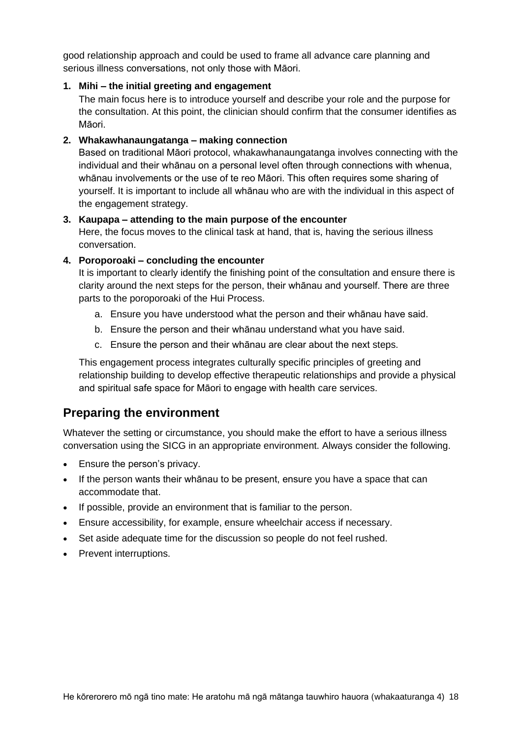good relationship approach and could be used to frame all advance care planning and serious illness conversations, not only those with Māori.

1. **Mihi – the initial greeting and engagement**
   The main focus here is to introduce yourself and describe your role and the purpose for the consultation. At this point, the clinician should confirm that the consumer identifies as Māori.

2. **Whakawhanaungatanga – making connection**
   Based on traditional Māori protocol, whakawhanaungatanga involves connecting with the individual and their whānau on a personal level often through connections with whenua, whānau involvements or the use of te reo Māori. This often requires some sharing of yourself. It is important to include all whānau who are with the individual in this aspect of the engagement strategy.

3. **Kaupapa – attending to the main purpose of the encounter**
   Here, the focus moves to the clinical task at hand, that is, having the serious illness conversation.

4. **Poroporoaki – concluding the encounter**
   It is important to clearly identify the finishing point of the consultation and ensure there is clarity around the next steps for the person, their whānau and yourself. There are three parts to the poroporoaki of the Hui Process.

   a. Ensure you have understood what the person and their whānau have said.
   b. Ensure the person and their whānau understand what you have said.
   c. Ensure the person and their whānau are clear about the next steps.

   This engagement process integrates culturally specific principles of greeting and relationship building to develop effective therapeutic relationships and provide a physical and spiritual safe space for Māori to engage with health care services.

## Preparing the environment

Whatever the setting or circumstance, you should make the effort to have a serious illness conversation using the SICG in an appropriate environment. Always consider the following.

- Ensure the person's privacy.
- If the person wants their whānau to be present, ensure you have a space that can accommodate that.
- If possible, provide an environment that is familiar to the person.
- Ensure accessibility, for example, ensure wheelchair access if necessary.
- Set aside adequate time for the discussion so people do not feel rushed.
- Prevent interruptions.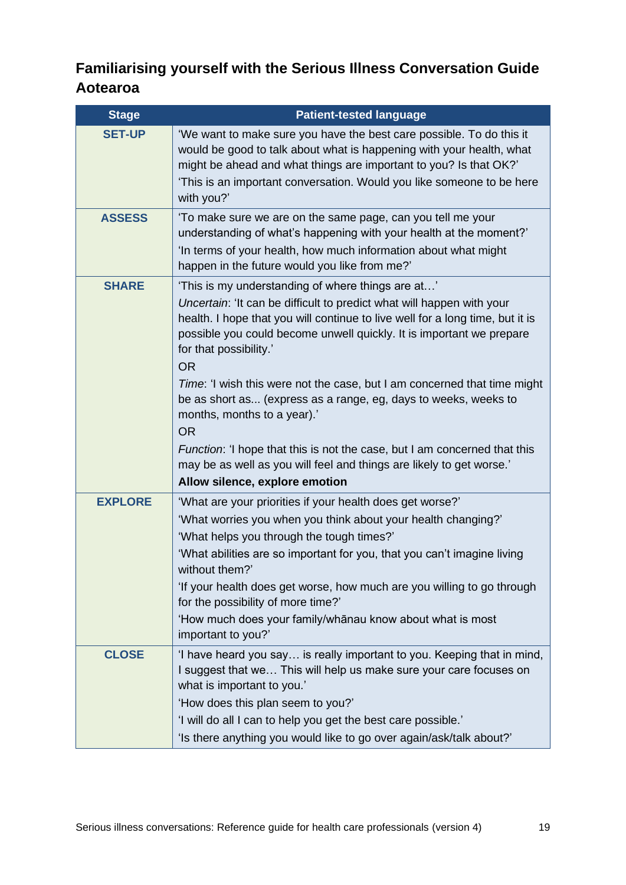## Familiarising yourself with the Serious Illness Conversation Guide Aotearoa

| Stage | Patient-tested language |
|---|---|
| **SET-UP** | 'We want to make sure you have the best care possible. To do this it would be good to talk about what is happening with your health, what might be ahead and what things are important to you? Is that OK?'<br>'This is an important conversation. Would you like someone to be here with you?' |
| **ASSESS** | 'To make sure we are on the same page, can you tell me your understanding of what's happening with your health at the moment?'<br>'In terms of your health, how much information about what might happen in the future would you like from me?' |
| **SHARE** | 'This is my understanding of where things are at…'<br>*Uncertain*: 'It can be difficult to predict what will happen with your health. I hope that you will continue to live well for a long time, but it is possible you could become unwell quickly. It is important we prepare for that possibility.'<br>OR<br>*Time*: 'I wish this were not the case, but I am concerned that time might be as short as... (express as a range, eg, days to weeks, weeks to months, months to a year).'<br>OR<br>*Function*: 'I hope that this is not the case, but I am concerned that this may be as well as you will feel and things are likely to get worse.'<br>**Allow silence, explore emotion** |
| **EXPLORE** | 'What are your priorities if your health does get worse?'<br>'What worries you when you think about your health changing?'<br>'What helps you through the tough times?'<br>'What abilities are so important for you, that you can't imagine living without them?'<br>'If your health does get worse, how much are you willing to go through for the possibility of more time?'<br>'How much does your family/whānau know about what is most important to you?' |
| **CLOSE** | 'I have heard you say… is really important to you. Keeping that in mind, I suggest that we… This will help us make sure your care focuses on what is important to you.'<br>'How does this plan seem to you?'<br>'I will do all I can to help you get the best care possible.'<br>'Is there anything you would like to go over again/ask/talk about?' |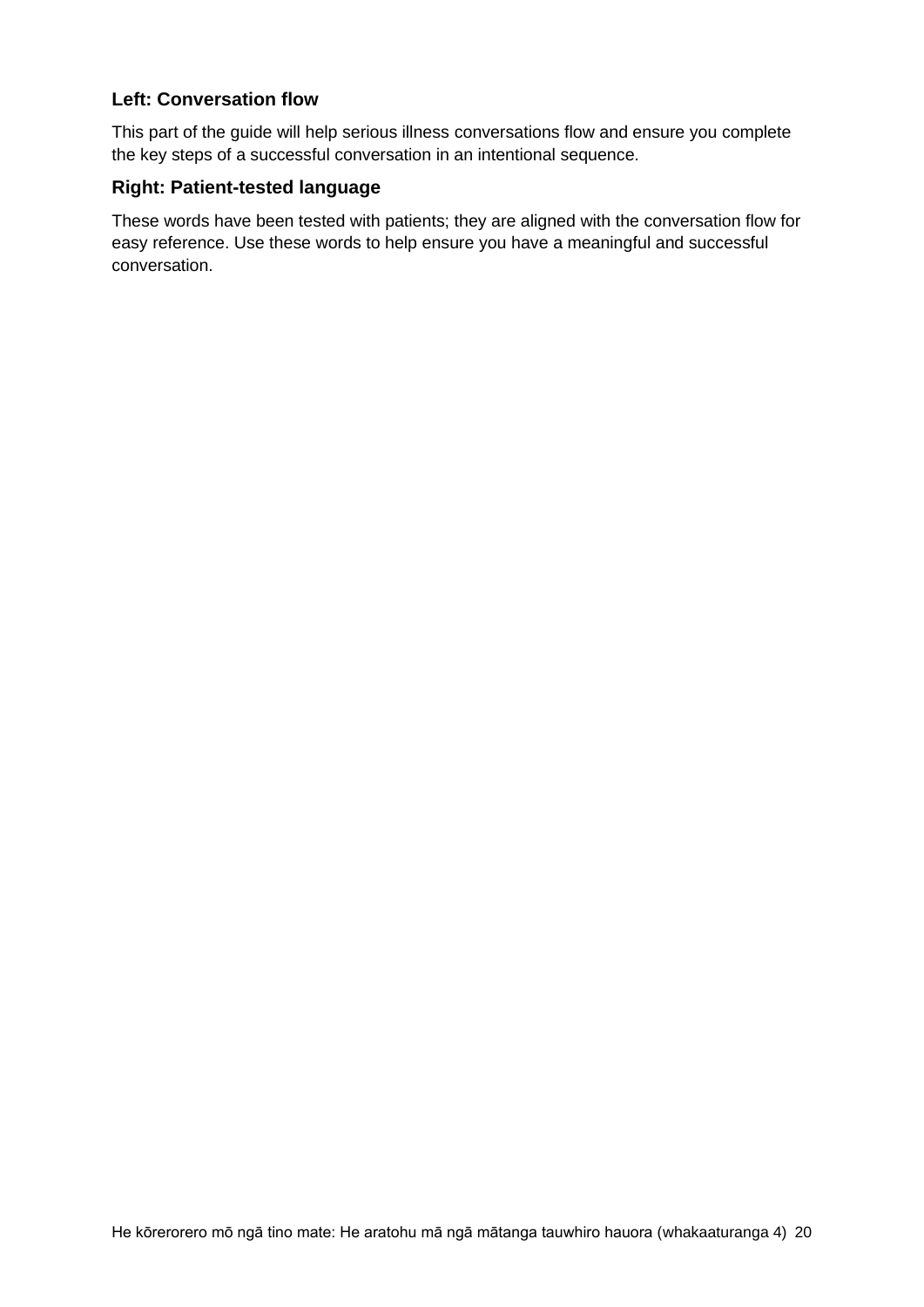### Left: Conversation flow

This part of the guide will help serious illness conversations flow and ensure you complete the key steps of a successful conversation in an intentional sequence.

### Right: Patient-tested language

These words have been tested with patients; they are aligned with the conversation flow for easy reference. Use these words to help ensure you have a meaningful and successful conversation.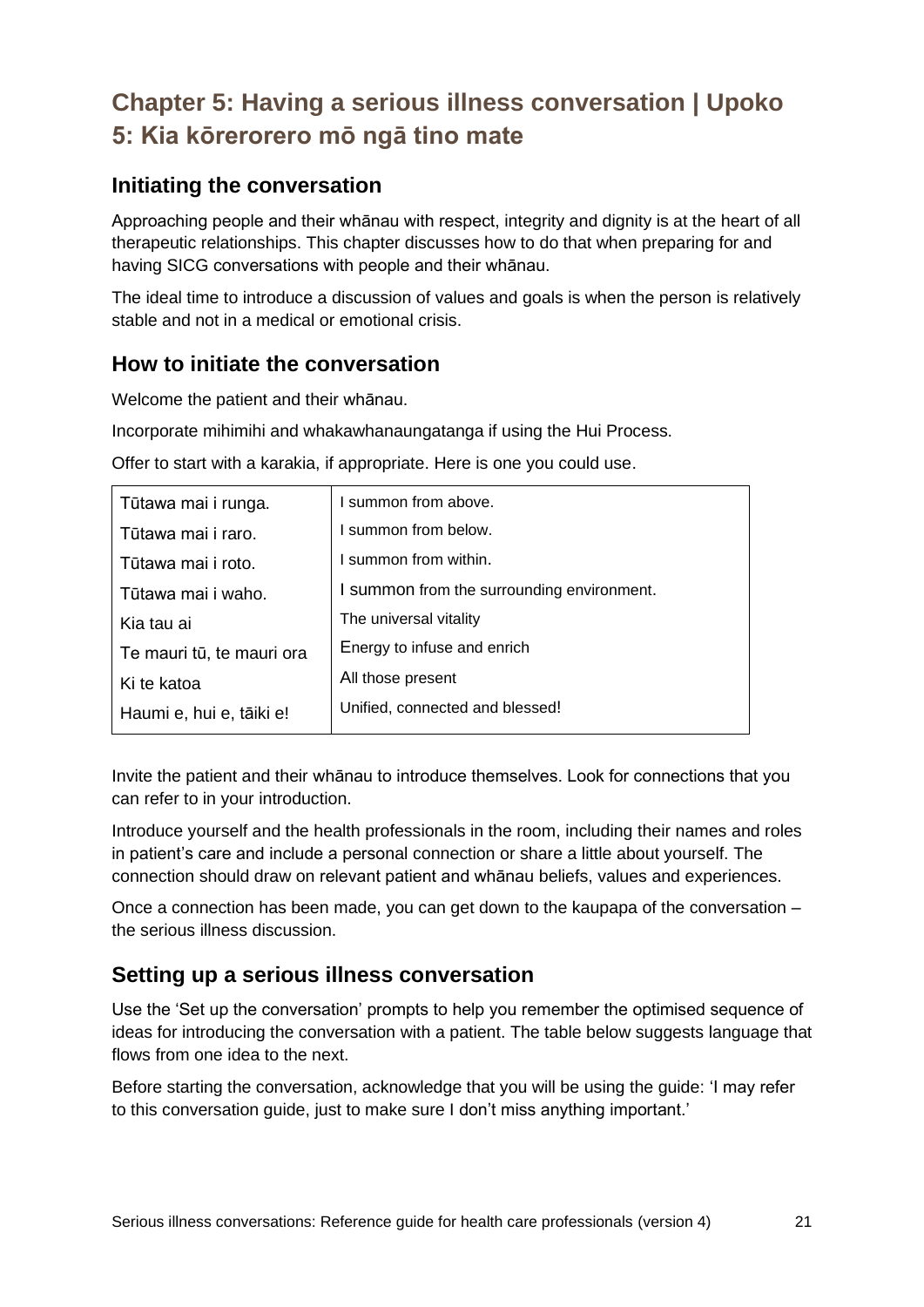# Chapter 5: Having a serious illness conversation | Upoko 5: Kia kōrerorero mō ngā tino mate

## Initiating the conversation

Approaching people and their whānau with respect, integrity and dignity is at the heart of all therapeutic relationships. This chapter discusses how to do that when preparing for and having SICG conversations with people and their whānau.

The ideal time to introduce a discussion of values and goals is when the person is relatively stable and not in a medical or emotional crisis.

## How to initiate the conversation

Welcome the patient and their whānau.

Incorporate mihimihi and whakawhanaungatanga if using the Hui Process.

Offer to start with a karakia, if appropriate. Here is one you could use.

| Tūtawa mai i runga. | I summon from above. |
|---|---|
| Tūtawa mai i raro. | I summon from below. |
| Tūtawa mai i roto. | I summon from within. |
| Tūtawa mai i waho. | I summon from the surrounding environment. |
| Kia tau ai | The universal vitality |
| Te mauri tū, te mauri ora | Energy to infuse and enrich |
| Ki te katoa | All those present |
| Haumi e, hui e, tāiki e! | Unified, connected and blessed! |

Invite the patient and their whānau to introduce themselves. Look for connections that you can refer to in your introduction.

Introduce yourself and the health professionals in the room, including their names and roles in patient's care and include a personal connection or share a little about yourself. The connection should draw on relevant patient and whānau beliefs, values and experiences.

Once a connection has been made, you can get down to the kaupapa of the conversation – the serious illness discussion.

## Setting up a serious illness conversation

Use the 'Set up the conversation' prompts to help you remember the optimised sequence of ideas for introducing the conversation with a patient. The table below suggests language that flows from one idea to the next.

Before starting the conversation, acknowledge that you will be using the guide: 'I may refer to this conversation guide, just to make sure I don't miss anything important.'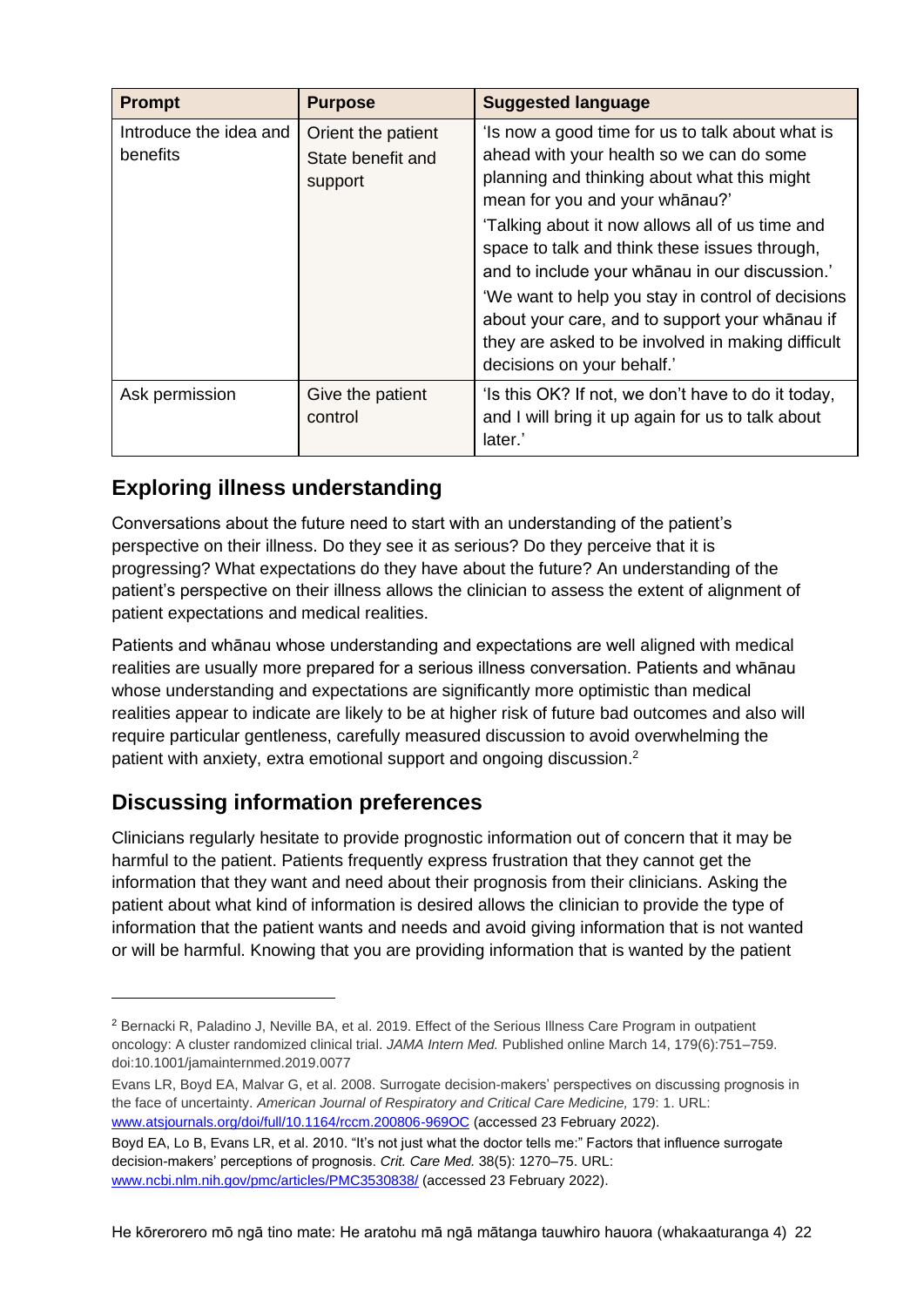| Prompt | Purpose | Suggested language |
| --- | --- | --- |
| Introduce the idea and benefits | Orient the patient<br>State benefit and support | 'Is now a good time for us to talk about what is ahead with your health so we can do some planning and thinking about what this might mean for you and your whānau?'<br>'Talking about it now allows all of us time and space to talk and think these issues through, and to include your whānau in our discussion.'<br>'We want to help you stay in control of decisions about your care, and to support your whānau if they are asked to be involved in making difficult decisions on your behalf.' |
| Ask permission | Give the patient control | 'Is this OK? If not, we don't have to do it today, and I will bring it up again for us to talk about later.' |

## Exploring illness understanding

Conversations about the future need to start with an understanding of the patient's perspective on their illness. Do they see it as serious? Do they perceive that it is progressing? What expectations do they have about the future? An understanding of the patient's perspective on their illness allows the clinician to assess the extent of alignment of patient expectations and medical realities.

Patients and whānau whose understanding and expectations are well aligned with medical realities are usually more prepared for a serious illness conversation. Patients and whānau whose understanding and expectations are significantly more optimistic than medical realities appear to indicate are likely to be at higher risk of future bad outcomes and also will require particular gentleness, carefully measured discussion to avoid overwhelming the patient with anxiety, extra emotional support and ongoing discussion.[2]

## Discussing information preferences

Clinicians regularly hesitate to provide prognostic information out of concern that it may be harmful to the patient. Patients frequently express frustration that they cannot get the information that they want and need about their prognosis from their clinicians. Asking the patient about what kind of information is desired allows the clinician to provide the type of information that the patient wants and needs and avoid giving information that is not wanted or will be harmful. Knowing that you are providing information that is wanted by the patient

---

[2] Bernacki R, Paladino J, Neville BA, et al. 2019. Effect of the Serious Illness Care Program in outpatient oncology: A cluster randomized clinical trial. *JAMA Intern Med.* Published online March 14, 179(6):751–759. doi:10.1001/jamainternmed.2019.0077

Evans LR, Boyd EA, Malvar G, et al. 2008. Surrogate decision-makers' perspectives on discussing prognosis in the face of uncertainty. *American Journal of Respiratory and Critical Care Medicine,* 179: 1. URL: www.atsjournals.org/doi/full/10.1164/rccm.200806-969OC (accessed 23 February 2022).

Boyd EA, Lo B, Evans LR, et al. 2010. "It's not just what the doctor tells me:" Factors that influence surrogate decision-makers' perceptions of prognosis. *Crit. Care Med.* 38(5): 1270–75. URL: www.ncbi.nlm.nih.gov/pmc/articles/PMC3530838/ (accessed 23 February 2022).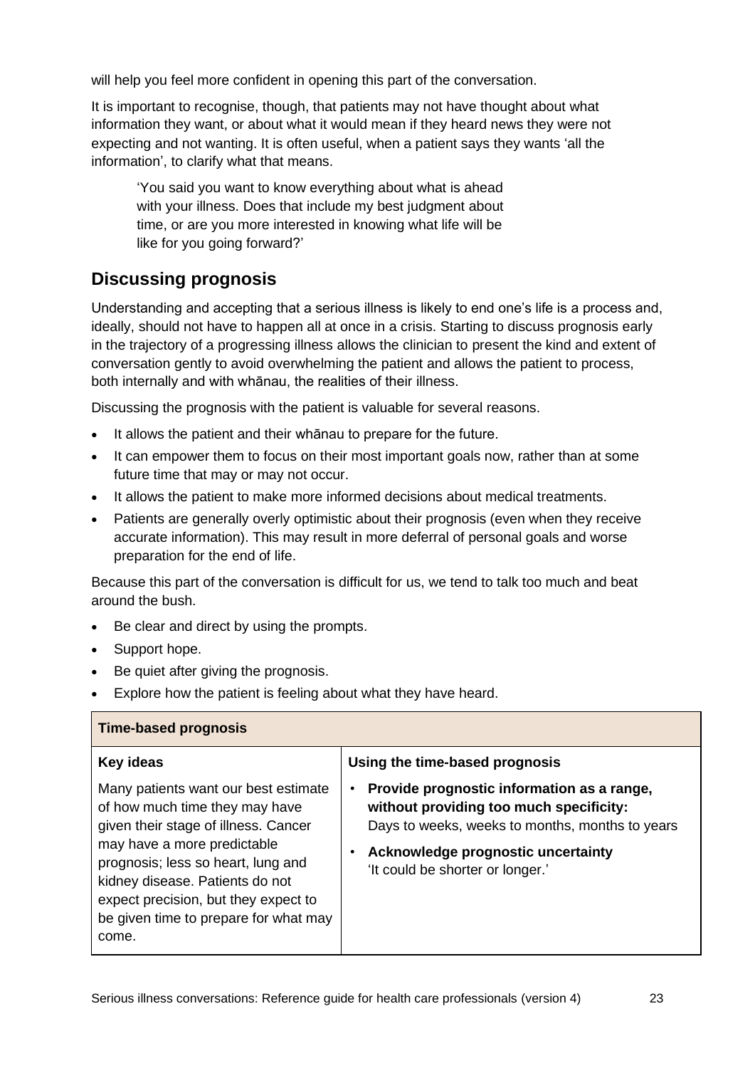will help you feel more confident in opening this part of the conversation.

It is important to recognise, though, that patients may not have thought about what information they want, or about what it would mean if they heard news they were not expecting and not wanting. It is often useful, when a patient says they wants 'all the information', to clarify what that means.

> 'You said you want to know everything about what is ahead with your illness. Does that include my best judgment about time, or are you more interested in knowing what life will be like for you going forward?'

## Discussing prognosis

Understanding and accepting that a serious illness is likely to end one's life is a process and, ideally, should not have to happen all at once in a crisis. Starting to discuss prognosis early in the trajectory of a progressing illness allows the clinician to present the kind and extent of conversation gently to avoid overwhelming the patient and allows the patient to process, both internally and with whānau, the realities of their illness.

Discussing the prognosis with the patient is valuable for several reasons.

- It allows the patient and their whānau to prepare for the future.
- It can empower them to focus on their most important goals now, rather than at some future time that may or may not occur.
- It allows the patient to make more informed decisions about medical treatments.
- Patients are generally overly optimistic about their prognosis (even when they receive accurate information). This may result in more deferral of personal goals and worse preparation for the end of life.

Because this part of the conversation is difficult for us, we tend to talk too much and beat around the bush.

- Be clear and direct by using the prompts.
- Support hope.
- Be quiet after giving the prognosis.
- Explore how the patient is feeling about what they have heard.

| **Time-based prognosis** | |
|---|---|
| **Key ideas** | **Using the time-based prognosis** |
| Many patients want our best estimate of how much time they may have given their stage of illness. Cancer may have a more predictable prognosis; less so heart, lung and kidney disease. Patients do not expect precision, but they expect to be given time to prepare for what may come. | • **Provide prognostic information as a range, without providing too much specificity:** Days to weeks, weeks to months, months to years<br>• **Acknowledge prognostic uncertainty** 'It could be shorter or longer.' |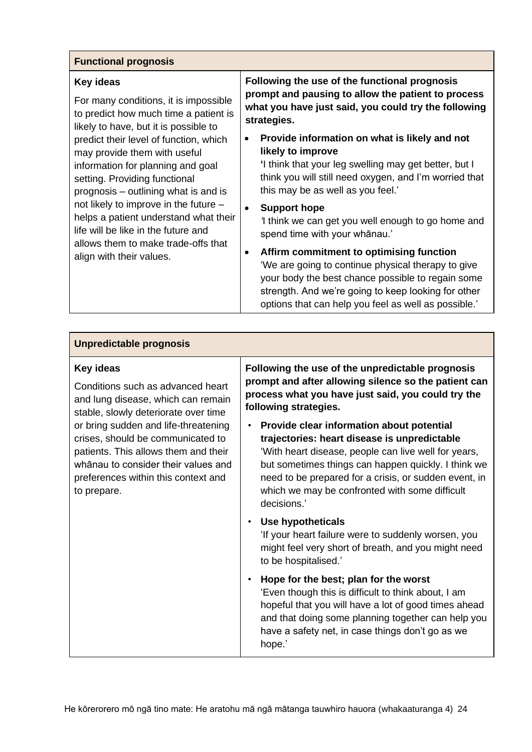| Functional prognosis | |
|---|---|
| **Key ideas**<br><br>For many conditions, it is impossible to predict how much time a patient is likely to have, but it is possible to predict their level of function, which may provide them with useful information for planning and goal setting. Providing functional prognosis – outlining what is and is not likely to improve in the future – helps a patient understand what their life will be like in the future and allows them to make trade-offs that align with their values. | **Following the use of the functional prognosis prompt and pausing to allow the patient to process what you have just said, you could try the following strategies.**<br><br>• **Provide information on what is likely and not likely to improve**<br>'I think that your leg swelling may get better, but I think you will still need oxygen, and I'm worried that this may be as well as you feel.'<br><br>• **Support hope**<br>'I think we can get you well enough to go home and spend time with your whānau.'<br><br>• **Affirm commitment to optimising function**<br>'We are going to continue physical therapy to give your body the best chance possible to regain some strength. And we're going to keep looking for other options that can help you feel as well as possible.' |

| Unpredictable prognosis | |
|---|---|
| **Key ideas**<br><br>Conditions such as advanced heart and lung disease, which can remain stable, slowly deteriorate over time or bring sudden and life-threatening crises, should be communicated to patients. This allows them and their whānau to consider their values and preferences within this context and to prepare. | **Following the use of the unpredictable prognosis prompt and after allowing silence so the patient can process what you have just said, you could try the following strategies.**<br><br>• **Provide clear information about potential trajectories: heart disease is unpredictable**<br>'With heart disease, people can live well for years, but sometimes things can happen quickly. I think we need to be prepared for a crisis, or sudden event, in which we may be confronted with some difficult decisions.'<br><br>• **Use hypotheticals**<br>'If your heart failure were to suddenly worsen, you might feel very short of breath, and you might need to be hospitalised.'<br><br>• **Hope for the best; plan for the worst**<br>'Even though this is difficult to think about, I am hopeful that you will have a lot of good times ahead and that doing some planning together can help you have a safety net, in case things don't go as we hope.' |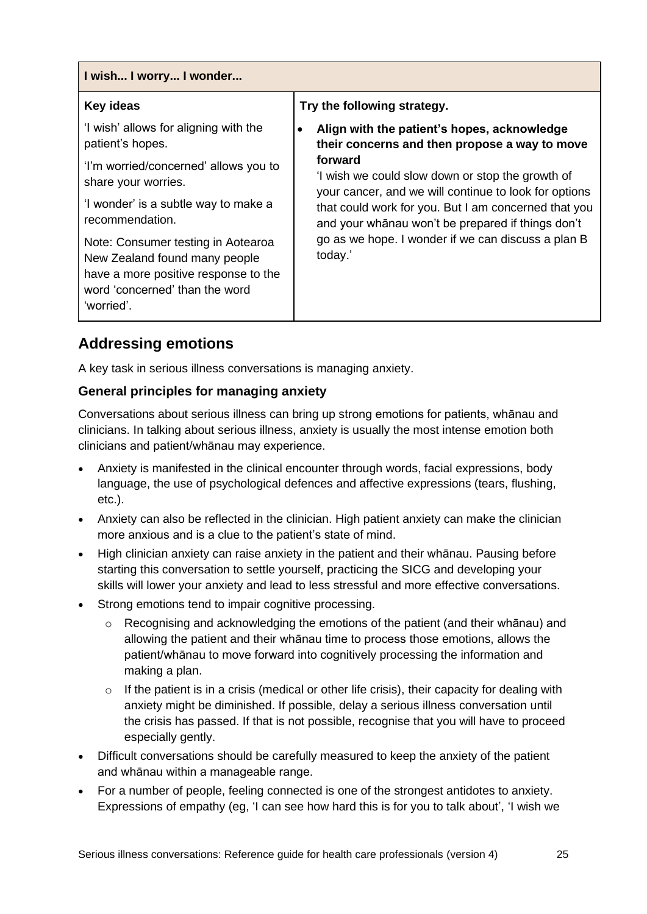| I wish... I worry... I wonder... | |
|---|---|
| **Key ideas**<br><br>'I wish' allows for aligning with the patient's hopes.<br><br>'I'm worried/concerned' allows you to share your worries.<br><br>'I wonder' is a subtle way to make a recommendation.<br><br>Note: Consumer testing in Aotearoa New Zealand found many people have a more positive response to the word 'concerned' than the word 'worried'. | **Try the following strategy.**<br><br>• **Align with the patient's hopes, acknowledge their concerns and then propose a way to move forward**<br>'I wish we could slow down or stop the growth of your cancer, and we will continue to look for options that could work for you. But I am concerned that you and your whānau won't be prepared if things don't go as we hope. I wonder if we can discuss a plan B today.' |

## Addressing emotions

A key task in serious illness conversations is managing anxiety.

### General principles for managing anxiety

Conversations about serious illness can bring up strong emotions for patients, whānau and clinicians. In talking about serious illness, anxiety is usually the most intense emotion both clinicians and patient/whānau may experience.

- Anxiety is manifested in the clinical encounter through words, facial expressions, body language, the use of psychological defences and affective expressions (tears, flushing, etc.).
- Anxiety can also be reflected in the clinician. High patient anxiety can make the clinician more anxious and is a clue to the patient's state of mind.
- High clinician anxiety can raise anxiety in the patient and their whānau. Pausing before starting this conversation to settle yourself, practicing the SICG and developing your skills will lower your anxiety and lead to less stressful and more effective conversations.
- Strong emotions tend to impair cognitive processing.
  - Recognising and acknowledging the emotions of the patient (and their whānau) and allowing the patient and their whānau time to process those emotions, allows the patient/whānau to move forward into cognitively processing the information and making a plan.
  - If the patient is in a crisis (medical or other life crisis), their capacity for dealing with anxiety might be diminished. If possible, delay a serious illness conversation until the crisis has passed. If that is not possible, recognise that you will have to proceed especially gently.
- Difficult conversations should be carefully measured to keep the anxiety of the patient and whānau within a manageable range.
- For a number of people, feeling connected is one of the strongest antidotes to anxiety. Expressions of empathy (eg, 'I can see how hard this is for you to talk about', 'I wish we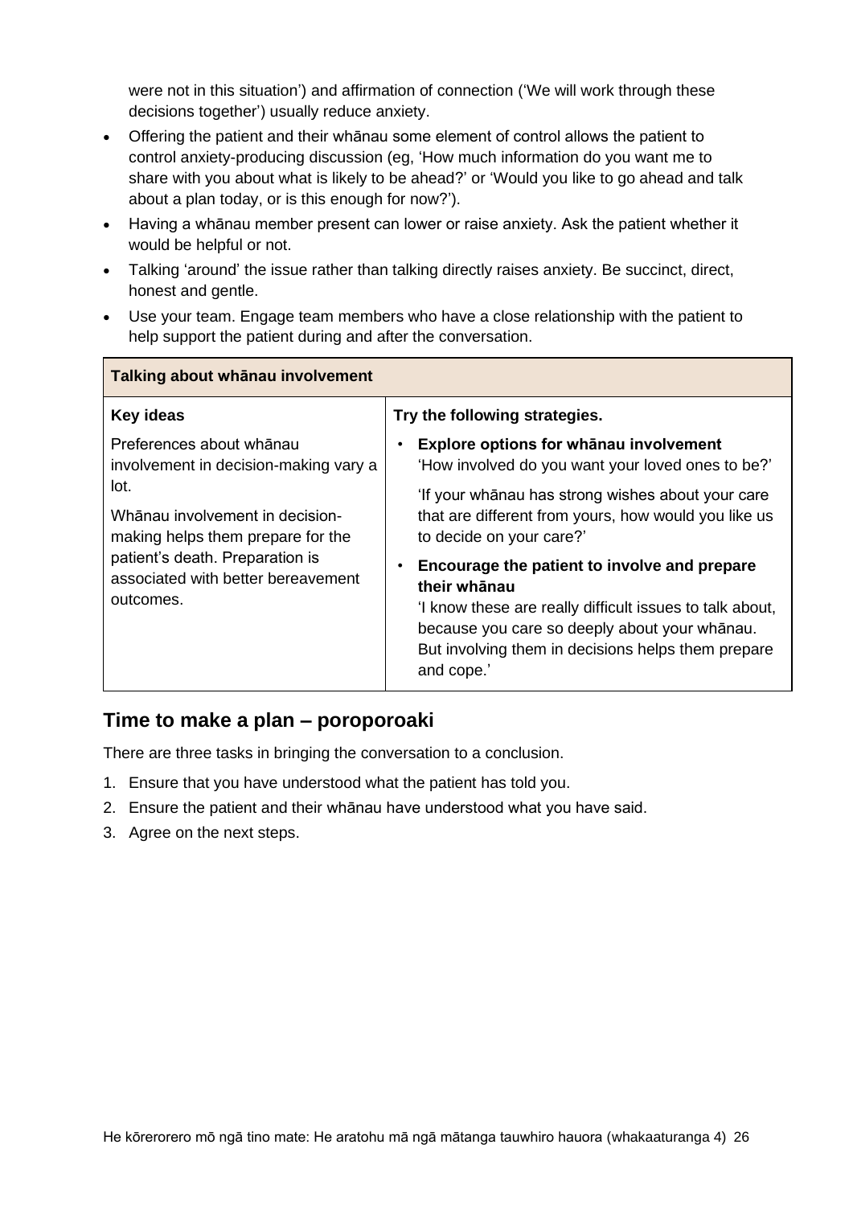were not in this situation') and affirmation of connection ('We will work through these decisions together') usually reduce anxiety.

- Offering the patient and their whānau some element of control allows the patient to control anxiety-producing discussion (eg, 'How much information do you want me to share with you about what is likely to be ahead?' or 'Would you like to go ahead and talk about a plan today, or is this enough for now?').
- Having a whānau member present can lower or raise anxiety. Ask the patient whether it would be helpful or not.
- Talking 'around' the issue rather than talking directly raises anxiety. Be succinct, direct, honest and gentle.
- Use your team. Engage team members who have a close relationship with the patient to help support the patient during and after the conversation.

| **Talking about whānau involvement** | |
|---|---|
| **Key ideas** | **Try the following strategies.** |
| Preferences about whānau involvement in decision-making vary a lot.<br><br>Whānau involvement in decision-making helps them prepare for the patient's death. Preparation is associated with better bereavement outcomes. | • **Explore options for whānau involvement**<br>'How involved do you want your loved ones to be?'<br>'If your whānau has strong wishes about your care that are different from yours, how would you like us to decide on your care?'<br>• **Encourage the patient to involve and prepare their whānau**<br>'I know these are really difficult issues to talk about, because you care so deeply about your whānau. But involving them in decisions helps them prepare and cope.' |

## Time to make a plan – poroporoaki

There are three tasks in bringing the conversation to a conclusion.

1. Ensure that you have understood what the patient has told you.
2. Ensure the patient and their whānau have understood what you have said.
3. Agree on the next steps.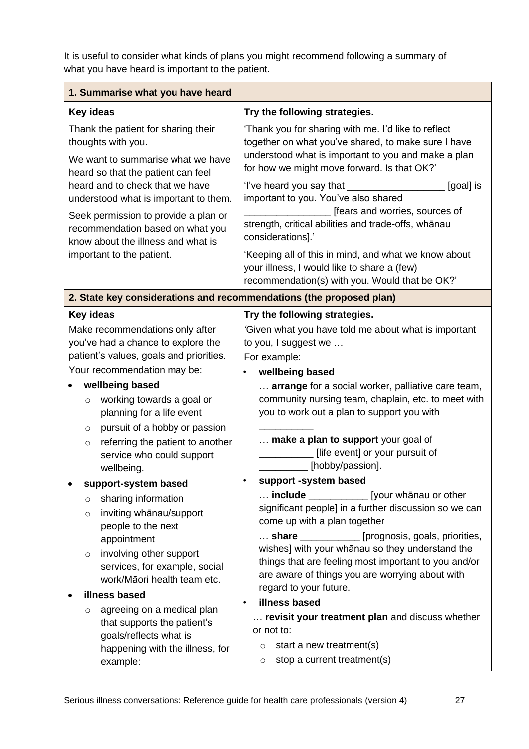It is useful to consider what kinds of plans you might recommend following a summary of what you have heard is important to the patient.

| **1. Summarise what you have heard** | |
|---|---|
| **Key ideas**<br>Thank the patient for sharing their thoughts with you.<br>We want to summarise what we have heard so that the patient can feel heard and to check that we have understood what is important to them.<br>Seek permission to provide a plan or recommendation based on what you know about the illness and what is important to the patient. | **Try the following strategies.**<br>'Thank you for sharing with me. I'd like to reflect together on what you've shared, to make sure I have understood what is important to you and make a plan for how we might move forward. Is that OK?'<br>'I've heard you say that __________________ [goal] is important to you. You've also shared ________________ [fears and worries, sources of strength, critical abilities and trade-offs, whānau considerations].'<br>'Keeping all of this in mind, and what we know about your illness, I would like to share a (few) recommendation(s) with you. Would that be OK?' |
| **2. State key considerations and recommendations (the proposed plan)** | |
| **Key ideas**<br>Make recommendations only after you've had a chance to explore the patient's values, goals and priorities.<br>Your recommendation may be:<br>• **wellbeing based**<br>  ○ working towards a goal or planning for a life event<br>  ○ pursuit of a hobby or passion<br>  ○ referring the patient to another service who could support wellbeing.<br>• **support-system based**<br>  ○ sharing information<br>  ○ inviting whānau/support people to the next appointment<br>  ○ involving other support services, for example, social work/Māori health team etc.<br>• **illness based**<br>  ○ agreeing on a medical plan that supports the patient's goals/reflects what is happening with the illness, for example: | **Try the following strategies.**<br>'Given what you have told me about what is important to you, I suggest we …<br>For example:<br>• **wellbeing based**<br>… **arrange** for a social worker, palliative care team, community nursing team, chaplain, etc. to meet with you to work out a plan to support you with __________<br>… **make a plan to support** your goal of __________ [life event] or your pursuit of _________ [hobby/passion].<br>• **support -system based**<br>… **include** ___________ [your whānau or other significant people] in a further discussion so we can come up with a plan together<br>… **share** ___________ [prognosis, goals, priorities, wishes] with your whānau so they understand the things that are feeling most important to you and/or are aware of things you are worrying about with regard to your future.<br>• **illness based**<br>… **revisit your treatment plan** and discuss whether or not to:<br>  ○ start a new treatment(s)<br>  ○ stop a current treatment(s) |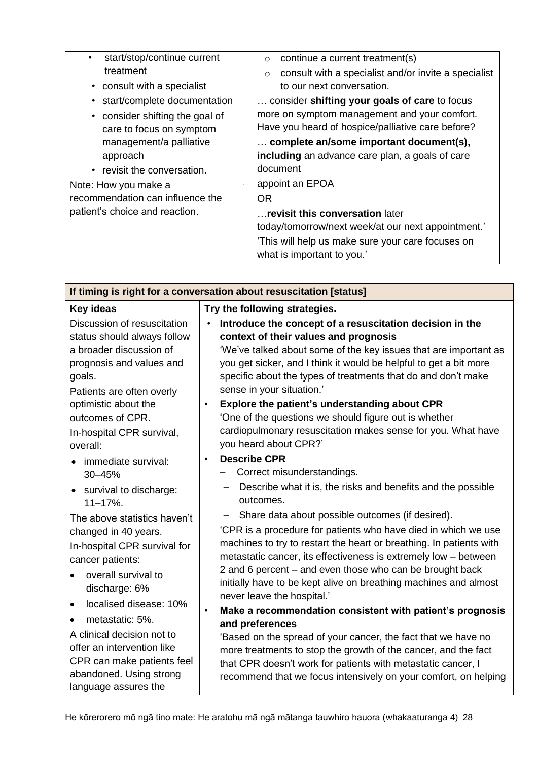| | |
|---|---|
| • start/stop/continue current treatment<br>• consult with a specialist<br>• start/complete documentation<br>• consider shifting the goal of care to focus on symptom management/a palliative approach<br>• revisit the conversation.<br>Note: How you make a recommendation can influence the patient's choice and reaction. | ○ continue a current treatment(s)<br>○ consult with a specialist and/or invite a specialist to our next conversation.<br>… consider **shifting your goals of care** to focus more on symptom management and your comfort. Have you heard of hospice/palliative care before?<br>… **complete an/some important document(s), including** an advance care plan, a goals of care document<br>appoint an EPOA<br>OR<br>…**revisit this conversation** later today/tomorrow/next week/at our next appointment.'<br>'This will help us make sure your care focuses on what is important to you.' |

| **If timing is right for a conversation about resuscitation [status]** | |
|---|---|
| **Key ideas**<br>Discussion of resuscitation status should always follow a broader discussion of prognosis and values and goals.<br>Patients are often overly optimistic about the outcomes of CPR.<br>In-hospital CPR survival, overall:<br>• immediate survival: 30–45%<br>• survival to discharge: 11–17%.<br>The above statistics haven't changed in 40 years.<br>In-hospital CPR survival for cancer patients:<br>• overall survival to discharge: 6%<br>• localised disease: 10%<br>• metastatic: 5%.<br>A clinical decision not to offer an intervention like CPR can make patients feel abandoned. Using strong language assures the | **Try the following strategies.**<br>• **Introduce the concept of a resuscitation decision in the context of their values and prognosis**<br>'We've talked about some of the key issues that are important as you get sicker, and I think it would be helpful to get a bit more specific about the types of treatments that do and don't make sense in your situation.'<br>• **Explore the patient's understanding about CPR**<br>'One of the questions we should figure out is whether cardiopulmonary resuscitation makes sense for you. What have you heard about CPR?'<br>• **Describe CPR**<br>– Correct misunderstandings.<br>– Describe what it is, the risks and benefits and the possible outcomes.<br>– Share data about possible outcomes (if desired).<br>'CPR is a procedure for patients who have died in which we use machines to try to restart the heart or breathing. In patients with metastatic cancer, its effectiveness is extremely low – between 2 and 6 percent – and even those who can be brought back initially have to be kept alive on breathing machines and almost never leave the hospital.'<br>• **Make a recommendation consistent with patient's prognosis and preferences**<br>'Based on the spread of your cancer, the fact that we have no more treatments to stop the growth of the cancer, and the fact that CPR doesn't work for patients with metastatic cancer, I recommend that we focus intensively on your comfort, on helping |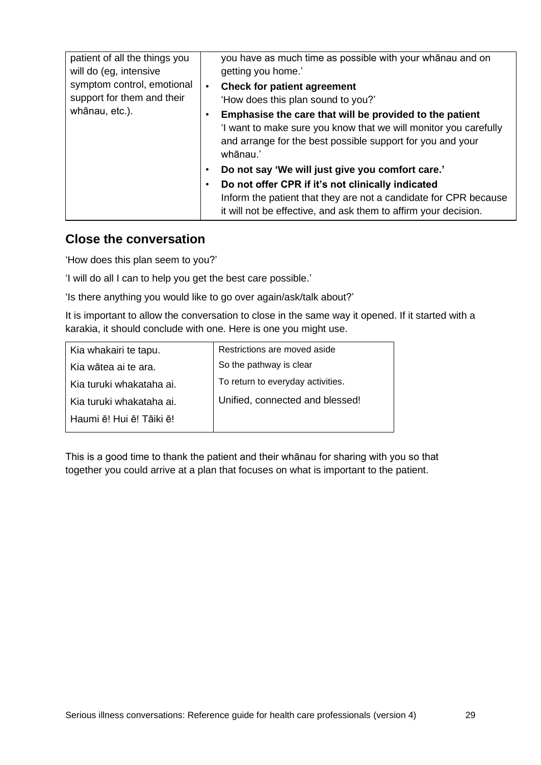| | |
|---|---|
| patient of all the things you will do (eg, intensive symptom control, emotional support for them and their whānau, etc.). | you have as much time as possible with your whānau and on getting you home.'<br>• **Check for patient agreement**<br>'How does this plan sound to you?'<br>• **Emphasise the care that will be provided to the patient**<br>'I want to make sure you know that we will monitor you carefully and arrange for the best possible support for you and your whānau.'<br>• **Do not say 'We will just give you comfort care.'**<br>• **Do not offer CPR if it's not clinically indicated**<br>Inform the patient that they are not a candidate for CPR because it will not be effective, and ask them to affirm your decision. |

## Close the conversation

'How does this plan seem to you?'

'I will do all I can to help you get the best care possible.'

'Is there anything you would like to go over again/ask/talk about?'

It is important to allow the conversation to close in the same way it opened. If it started with a karakia, it should conclude with one. Here is one you might use.

| | |
|---|---|
| Kia whakairi te tapu. | Restrictions are moved aside |
| Kia wātea ai te ara. | So the pathway is clear |
| Kia turuki whakataha ai. | To return to everyday activities. |
| Kia turuki whakataha ai. | Unified, connected and blessed! |
| Haumi ē! Hui ē! Tāiki ē! | |

This is a good time to thank the patient and their whānau for sharing with you so that together you could arrive at a plan that focuses on what is important to the patient.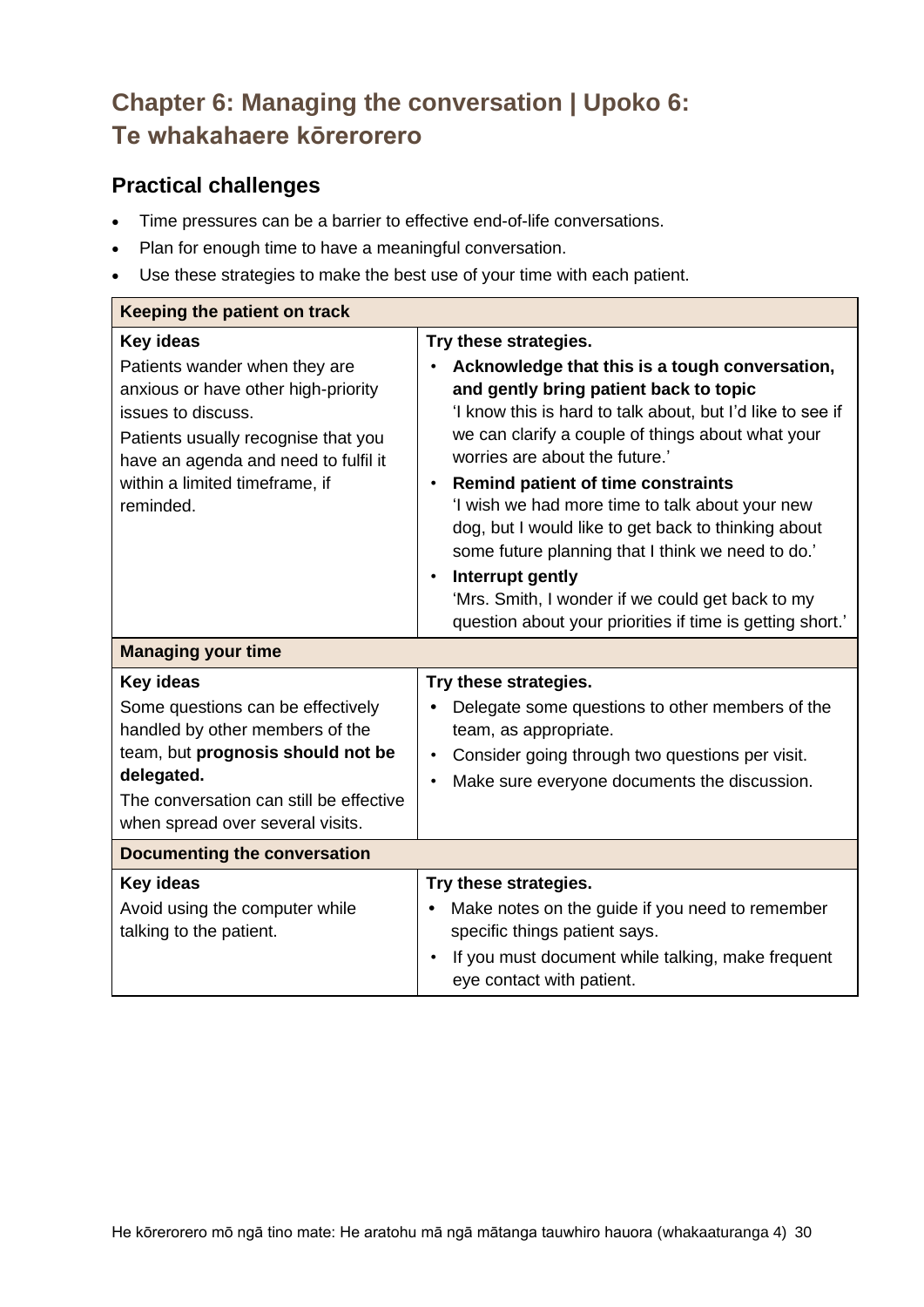# Chapter 6: Managing the conversation | Upoko 6: Te whakahaere kōrerorero

## Practical challenges

- Time pressures can be a barrier to effective end-of-life conversations.
- Plan for enough time to have a meaningful conversation.
- Use these strategies to make the best use of your time with each patient.

| Keeping the patient on track | |
|---|---|
| **Key ideas**<br>Patients wander when they are anxious or have other high-priority issues to discuss.<br>Patients usually recognise that you have an agenda and need to fulfil it within a limited timeframe, if reminded. | **Try these strategies.**<br>• **Acknowledge that this is a tough conversation, and gently bring patient back to topic**<br>'I know this is hard to talk about, but I'd like to see if we can clarify a couple of things about what your worries are about the future.'<br>• **Remind patient of time constraints**<br>'I wish we had more time to talk about your new dog, but I would like to get back to thinking about some future planning that I think we need to do.'<br>• **Interrupt gently**<br>'Mrs. Smith, I wonder if we could get back to my question about your priorities if time is getting short.' |
| **Managing your time** | |
| **Key ideas**<br>Some questions can be effectively handled by other members of the team, but **prognosis should not be delegated.**<br>The conversation can still be effective when spread over several visits. | **Try these strategies.**<br>• Delegate some questions to other members of the team, as appropriate.<br>• Consider going through two questions per visit.<br>• Make sure everyone documents the discussion. |
| **Documenting the conversation** | |
| **Key ideas**<br>Avoid using the computer while talking to the patient. | **Try these strategies.**<br>• Make notes on the guide if you need to remember specific things patient says.<br>• If you must document while talking, make frequent eye contact with patient. |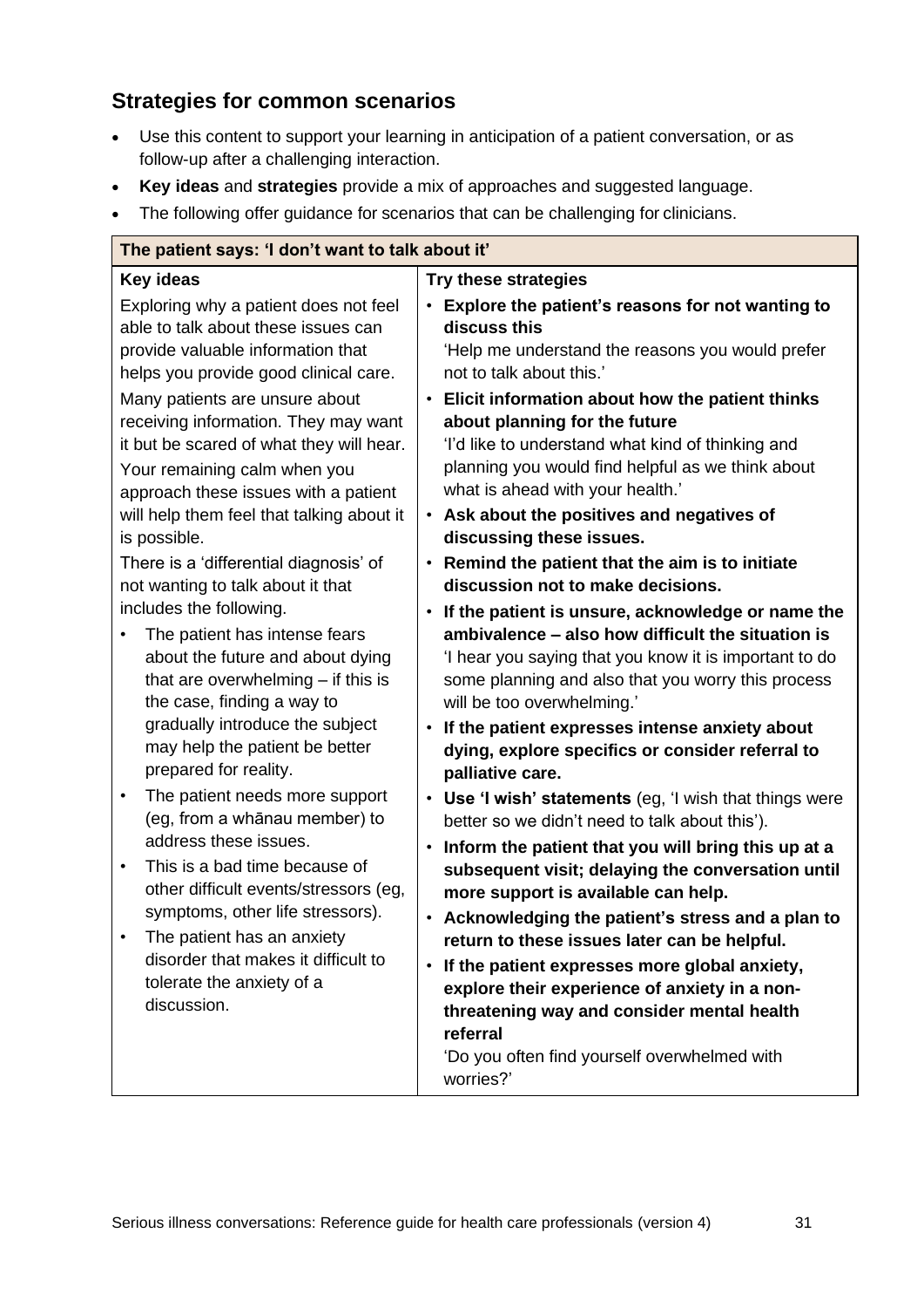## Strategies for common scenarios

- Use this content to support your learning in anticipation of a patient conversation, or as follow-up after a challenging interaction.
- **Key ideas** and **strategies** provide a mix of approaches and suggested language.
- The following offer guidance for scenarios that can be challenging for clinicians.

| The patient says: 'I don't want to talk about it' | |
|---|---|
| **Key ideas** | **Try these strategies** |
| Exploring why a patient does not feel able to talk about these issues can provide valuable information that helps you provide good clinical care.<br><br>Many patients are unsure about receiving information. They may want it but be scared of what they will hear.<br><br>Your remaining calm when you approach these issues with a patient will help them feel that talking about it is possible.<br><br>There is a 'differential diagnosis' of not wanting to talk about it that includes the following.<br>• The patient has intense fears about the future and about dying that are overwhelming – if this is the case, finding a way to gradually introduce the subject may help the patient be better prepared for reality.<br>• The patient needs more support (eg, from a whānau member) to address these issues.<br>• This is a bad time because of other difficult events/stressors (eg, symptoms, other life stressors).<br>• The patient has an anxiety disorder that makes it difficult to tolerate the anxiety of a discussion. | • **Explore the patient's reasons for not wanting to discuss this**<br>'Help me understand the reasons you would prefer not to talk about this.'<br>• **Elicit information about how the patient thinks about planning for the future**<br>'I'd like to understand what kind of thinking and planning you would find helpful as we think about what is ahead with your health.'<br>• **Ask about the positives and negatives of discussing these issues.**<br>• **Remind the patient that the aim is to initiate discussion not to make decisions.**<br>• **If the patient is unsure, acknowledge or name the ambivalence – also how difficult the situation is**<br>'I hear you saying that you know it is important to do some planning and also that you worry this process will be too overwhelming.'<br>• **If the patient expresses intense anxiety about dying, explore specifics or consider referral to palliative care.**<br>• **Use 'I wish' statements** (eg, 'I wish that things were better so we didn't need to talk about this').<br>• **Inform the patient that you will bring this up at a subsequent visit; delaying the conversation until more support is available can help.**<br>• **Acknowledging the patient's stress and a plan to return to these issues later can be helpful.**<br>• **If the patient expresses more global anxiety, explore their experience of anxiety in a non-threatening way and consider mental health referral**<br>'Do you often find yourself overwhelmed with worries?' |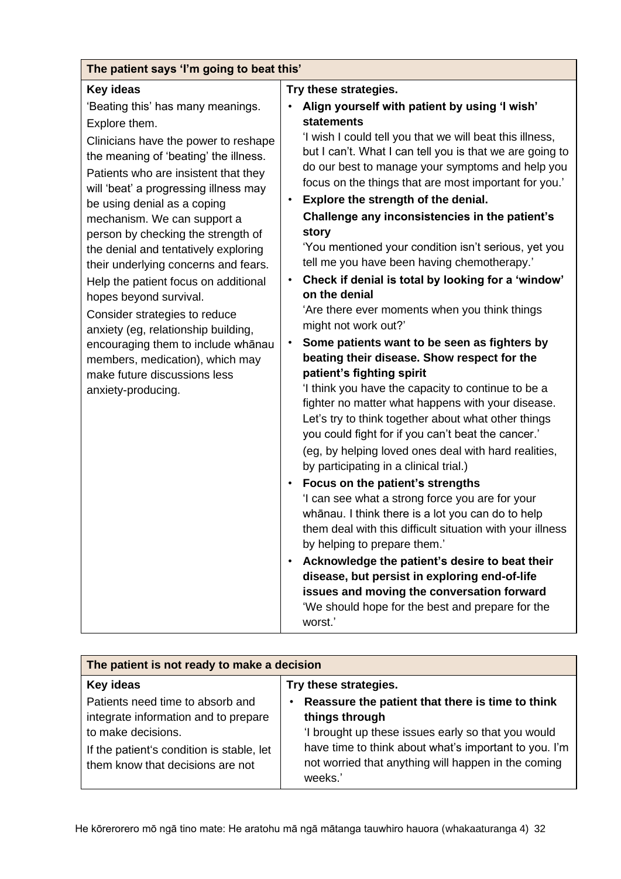| The patient says 'I'm going to beat this' | |
|---|---|
| **Key ideas**<br>'Beating this' has many meanings. Explore them.<br>Clinicians have the power to reshape the meaning of 'beating' the illness.<br>Patients who are insistent that they will 'beat' a progressing illness may be using denial as a coping mechanism. We can support a person by checking the strength of the denial and tentatively exploring their underlying concerns and fears.<br>Help the patient focus on additional hopes beyond survival.<br>Consider strategies to reduce anxiety (eg, relationship building, encouraging them to include whānau members, medication), which may make future discussions less anxiety-producing. | **Try these strategies.**<br>• **Align yourself with patient by using 'I wish' statements**<br>'I wish I could tell you that we will beat this illness, but I can't. What I can tell you is that we are going to do our best to manage your symptoms and help you focus on the things that are most important for you.'<br>• **Explore the strength of the denial.**<br>**Challenge any inconsistencies in the patient's story**<br>'You mentioned your condition isn't serious, yet you tell me you have been having chemotherapy.'<br>• **Check if denial is total by looking for a 'window' on the denial**<br>'Are there ever moments when you think things might not work out?'<br>• **Some patients want to be seen as fighters by beating their disease. Show respect for the patient's fighting spirit**<br>'I think you have the capacity to continue to be a fighter no matter what happens with your disease. Let's try to think together about what other things you could fight for if you can't beat the cancer.'<br>(eg, by helping loved ones deal with hard realities, by participating in a clinical trial.)<br>• **Focus on the patient's strengths**<br>'I can see what a strong force you are for your whānau. I think there is a lot you can do to help them deal with this difficult situation with your illness by helping to prepare them.'<br>• **Acknowledge the patient's desire to beat their disease, but persist in exploring end-of-life issues and moving the conversation forward**<br>'We should hope for the best and prepare for the worst.' |

| The patient is not ready to make a decision | |
|---|---|
| **Key ideas**<br>Patients need time to absorb and integrate information and to prepare to make decisions.<br>If the patient's condition is stable, let them know that decisions are not | **Try these strategies.**<br>• **Reassure the patient that there is time to think things through**<br>'I brought up these issues early so that you would have time to think about what's important to you. I'm not worried that anything will happen in the coming weeks.' |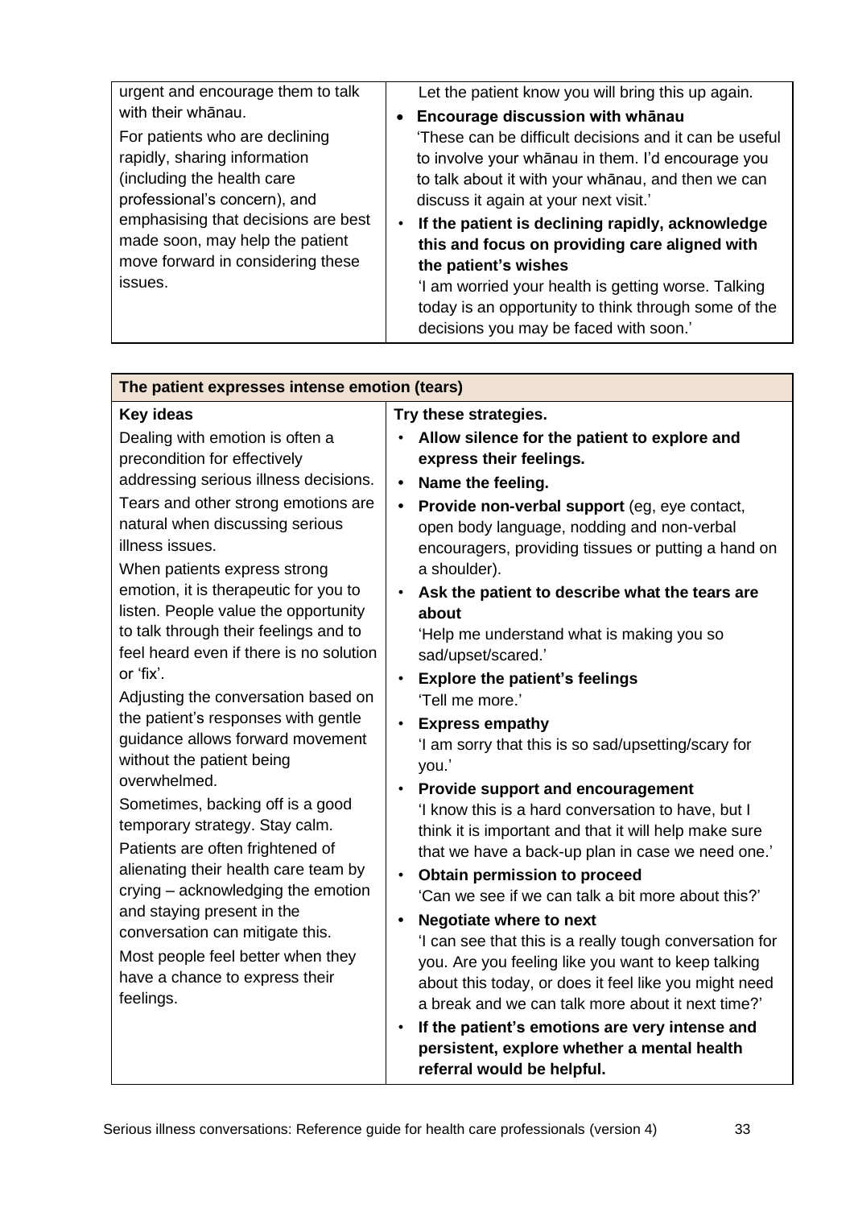| | |
|---|---|
| urgent and encourage them to talk with their whānau.<br><br>For patients who are declining rapidly, sharing information (including the health care professional's concern), and emphasising that decisions are best made soon, may help the patient move forward in considering these issues. | Let the patient know you will bring this up again.<br><br>• **Encourage discussion with whānau**<br>'These can be difficult decisions and it can be useful to involve your whānau in them. I'd encourage you to talk about it with your whānau, and then we can discuss it again at your next visit.'<br><br>• **If the patient is declining rapidly, acknowledge this and focus on providing care aligned with the patient's wishes**<br>'I am worried your health is getting worse. Talking today is an opportunity to think through some of the decisions you may be faced with soon.' |

| **The patient expresses intense emotion (tears)** | |
|---|---|
| **Key ideas** | **Try these strategies.** |
| Dealing with emotion is often a precondition for effectively addressing serious illness decisions.<br><br>Tears and other strong emotions are natural when discussing serious illness issues.<br><br>When patients express strong emotion, it is therapeutic for you to listen. People value the opportunity to talk through their feelings and to feel heard even if there is no solution or 'fix'.<br><br>Adjusting the conversation based on the patient's responses with gentle guidance allows forward movement without the patient being overwhelmed.<br><br>Sometimes, backing off is a good temporary strategy. Stay calm.<br><br>Patients are often frightened of alienating their health care team by crying – acknowledging the emotion and staying present in the conversation can mitigate this.<br><br>Most people feel better when they have a chance to express their feelings. | • **Allow silence for the patient to explore and express their feelings.**<br><br>• **Name the feeling.**<br><br>• **Provide non-verbal support** (eg, eye contact, open body language, nodding and non-verbal encouragers, providing tissues or putting a hand on a shoulder).<br><br>• **Ask the patient to describe what the tears are about**<br>'Help me understand what is making you so sad/upset/scared.'<br><br>• **Explore the patient's feelings**<br>'Tell me more.'<br><br>• **Express empathy**<br>'I am sorry that this is so sad/upsetting/scary for you.'<br><br>• **Provide support and encouragement**<br>'I know this is a hard conversation to have, but I think it is important and that it will help make sure that we have a back-up plan in case we need one.'<br><br>• **Obtain permission to proceed**<br>'Can we see if we can talk a bit more about this?'<br><br>• **Negotiate where to next**<br>'I can see that this is a really tough conversation for you. Are you feeling like you want to keep talking about this today, or does it feel like you might need a break and we can talk more about it next time?'<br><br>• **If the patient's emotions are very intense and persistent, explore whether a mental health referral would be helpful.** |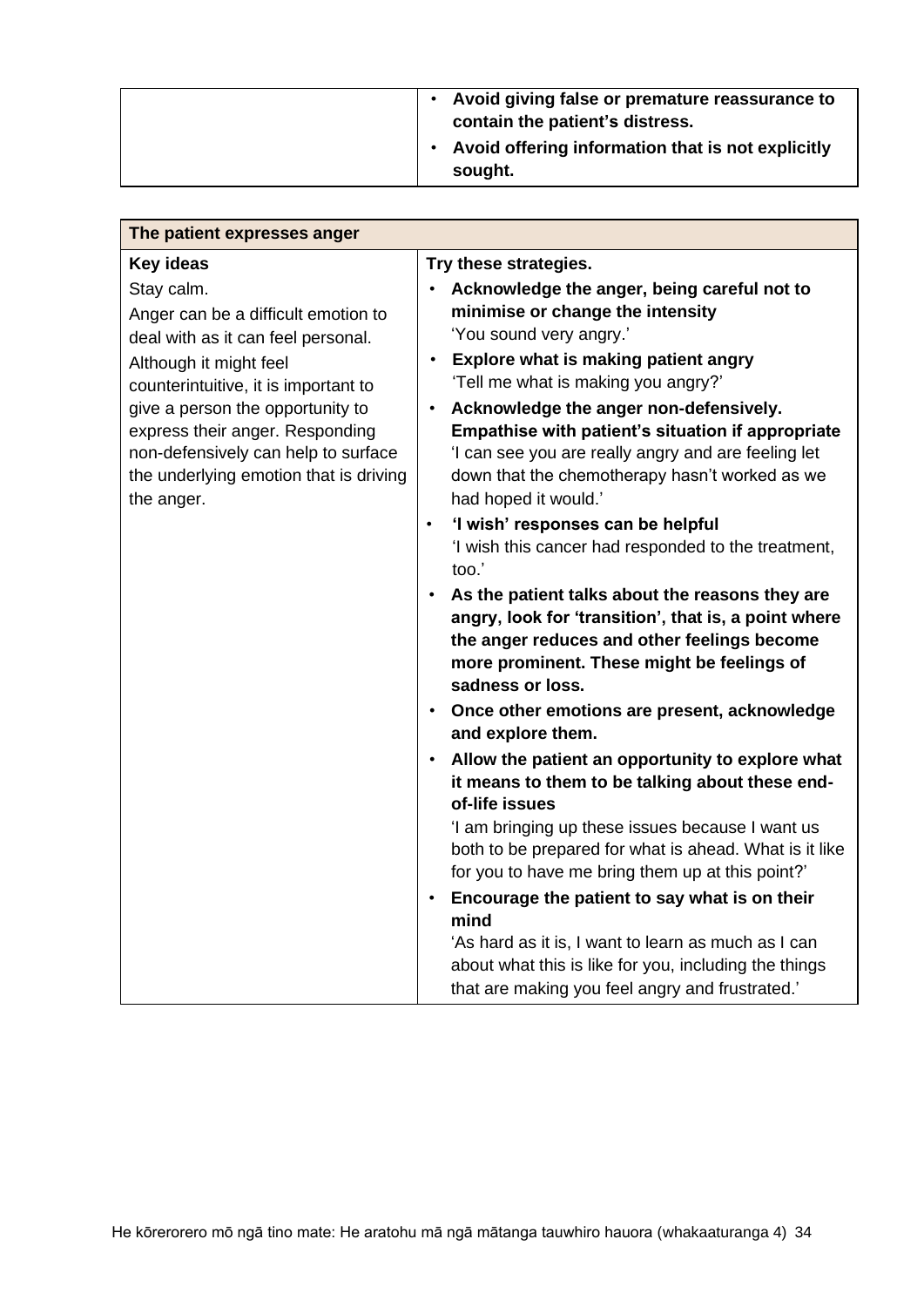| | |
|---|---|
| | • **Avoid giving false or premature reassurance to contain the patient's distress.**<br>• **Avoid offering information that is not explicitly sought.** |

| The patient expresses anger | |
|---|---|
| **Key ideas**<br>Stay calm.<br>Anger can be a difficult emotion to deal with as it can feel personal.<br>Although it might feel counterintuitive, it is important to give a person the opportunity to express their anger. Responding non-defensively can help to surface the underlying emotion that is driving the anger. | **Try these strategies.**<br>• **Acknowledge the anger, being careful not to minimise or change the intensity**<br>'You sound very angry.'<br>• **Explore what is making patient angry**<br>'Tell me what is making you angry?'<br>• **Acknowledge the anger non-defensively. Empathise with patient's situation if appropriate**<br>'I can see you are really angry and are feeling let down that the chemotherapy hasn't worked as we had hoped it would.'<br>• **'I wish' responses can be helpful**<br>'I wish this cancer had responded to the treatment, too.'<br>• **As the patient talks about the reasons they are angry, look for 'transition', that is, a point where the anger reduces and other feelings become more prominent. These might be feelings of sadness or loss.**<br>• **Once other emotions are present, acknowledge and explore them.**<br>• **Allow the patient an opportunity to explore what it means to them to be talking about these end-of-life issues**<br>'I am bringing up these issues because I want us both to be prepared for what is ahead. What is it like for you to have me bring them up at this point?'<br>• **Encourage the patient to say what is on their mind**<br>'As hard as it is, I want to learn as much as I can about what this is like for you, including the things that are making you feel angry and frustrated.' |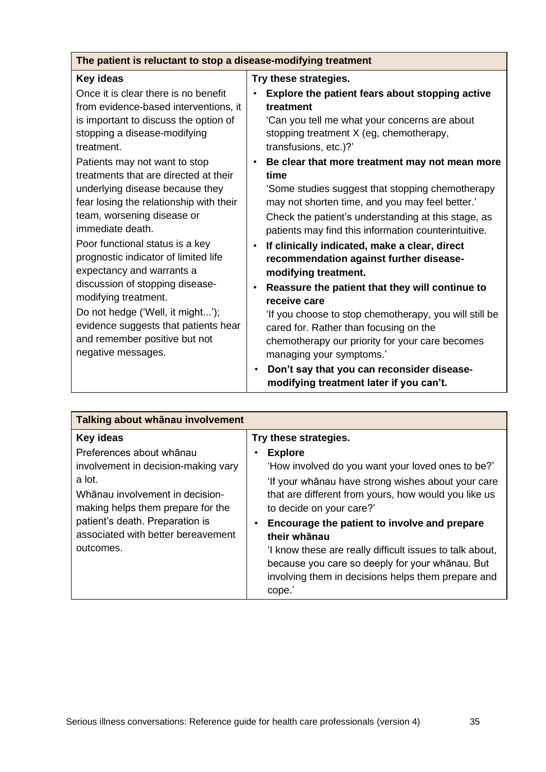| The patient is reluctant to stop a disease-modifying treatment | |
|---|---|
| **Key ideas**<br><br>Once it is clear there is no benefit from evidence-based interventions, it is important to discuss the option of stopping a disease-modifying treatment.<br><br>Patients may not want to stop treatments that are directed at their underlying disease because they fear losing the relationship with their team, worsening disease or immediate death.<br><br>Poor functional status is a key prognostic indicator of limited life expectancy and warrants a discussion of stopping disease-modifying treatment.<br><br>Do not hedge ('Well, it might...'); evidence suggests that patients hear and remember positive but not negative messages. | **Try these strategies.**<br><br>• **Explore the patient fears about stopping active treatment**<br>'Can you tell me what your concerns are about stopping treatment X (eg, chemotherapy, transfusions, etc.)?'<br><br>• **Be clear that more treatment may not mean more time**<br>'Some studies suggest that stopping chemotherapy may not shorten time, and you may feel better.'<br>Check the patient's understanding at this stage, as patients may find this information counterintuitive.<br><br>• **If clinically indicated, make a clear, direct recommendation against further disease-modifying treatment.**<br><br>• **Reassure the patient that they will continue to receive care**<br>'If you choose to stop chemotherapy, you will still be cared for. Rather than focusing on the chemotherapy our priority for your care becomes managing your symptoms.'<br><br>• **Don't say that you can reconsider disease-modifying treatment later if you can't.** |

| Talking about whānau involvement | |
|---|---|
| **Key ideas**<br><br>Preferences about whānau involvement in decision-making vary a lot.<br><br>Whānau involvement in decision-making helps them prepare for the patient's death. Preparation is associated with better bereavement outcomes. | **Try these strategies.**<br><br>• **Explore**<br>'How involved do you want your loved ones to be?'<br>'If your whānau have strong wishes about your care that are different from yours, how would you like us to decide on your care?'<br><br>• **Encourage the patient to involve and prepare their whānau**<br>'I know these are really difficult issues to talk about, because you care so deeply for your whānau. But involving them in decisions helps them prepare and cope.' |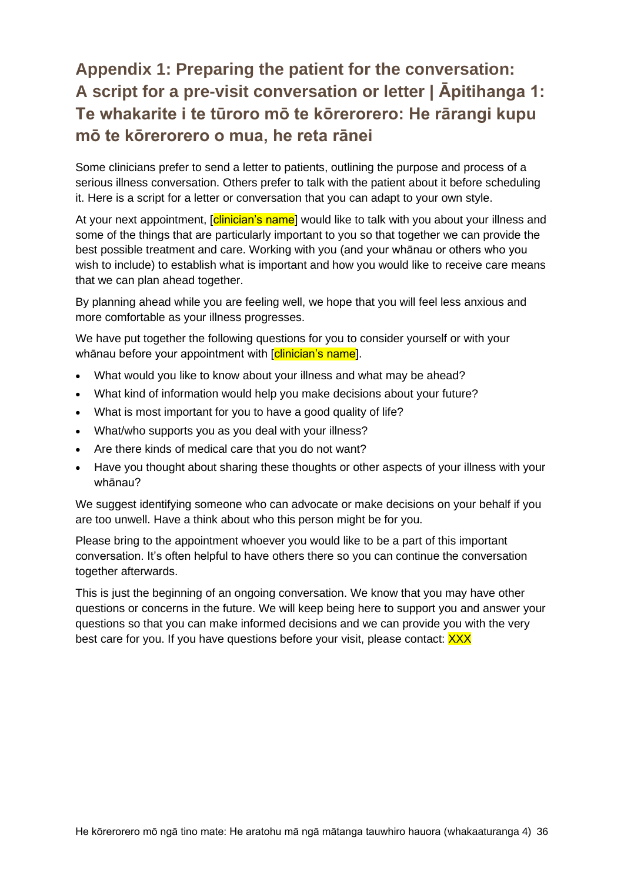# Appendix 1: Preparing the patient for the conversation: A script for a pre-visit conversation or letter | Āpitihanga 1: Te whakarite i te tūroro mō te kōrerorero: He rārangi kupu mō te kōrerorero o mua, he reta rānei

Some clinicians prefer to send a letter to patients, outlining the purpose and process of a serious illness conversation. Others prefer to talk with the patient about it before scheduling it. Here is a script for a letter or conversation that you can adapt to your own style.

At your next appointment, [clinician's name] would like to talk with you about your illness and some of the things that are particularly important to you so that together we can provide the best possible treatment and care. Working with you (and your whānau or others who you wish to include) to establish what is important and how you would like to receive care means that we can plan ahead together.

By planning ahead while you are feeling well, we hope that you will feel less anxious and more comfortable as your illness progresses.

We have put together the following questions for you to consider yourself or with your whānau before your appointment with [clinician's name].

- What would you like to know about your illness and what may be ahead?
- What kind of information would help you make decisions about your future?
- What is most important for you to have a good quality of life?
- What/who supports you as you deal with your illness?
- Are there kinds of medical care that you do not want?
- Have you thought about sharing these thoughts or other aspects of your illness with your whānau?

We suggest identifying someone who can advocate or make decisions on your behalf if you are too unwell. Have a think about who this person might be for you.

Please bring to the appointment whoever you would like to be a part of this important conversation. It's often helpful to have others there so you can continue the conversation together afterwards.

This is just the beginning of an ongoing conversation. We know that you may have other questions or concerns in the future. We will keep being here to support you and answer your questions so that you can make informed decisions and we can provide you with the very best care for you. If you have questions before your visit, please contact: XXX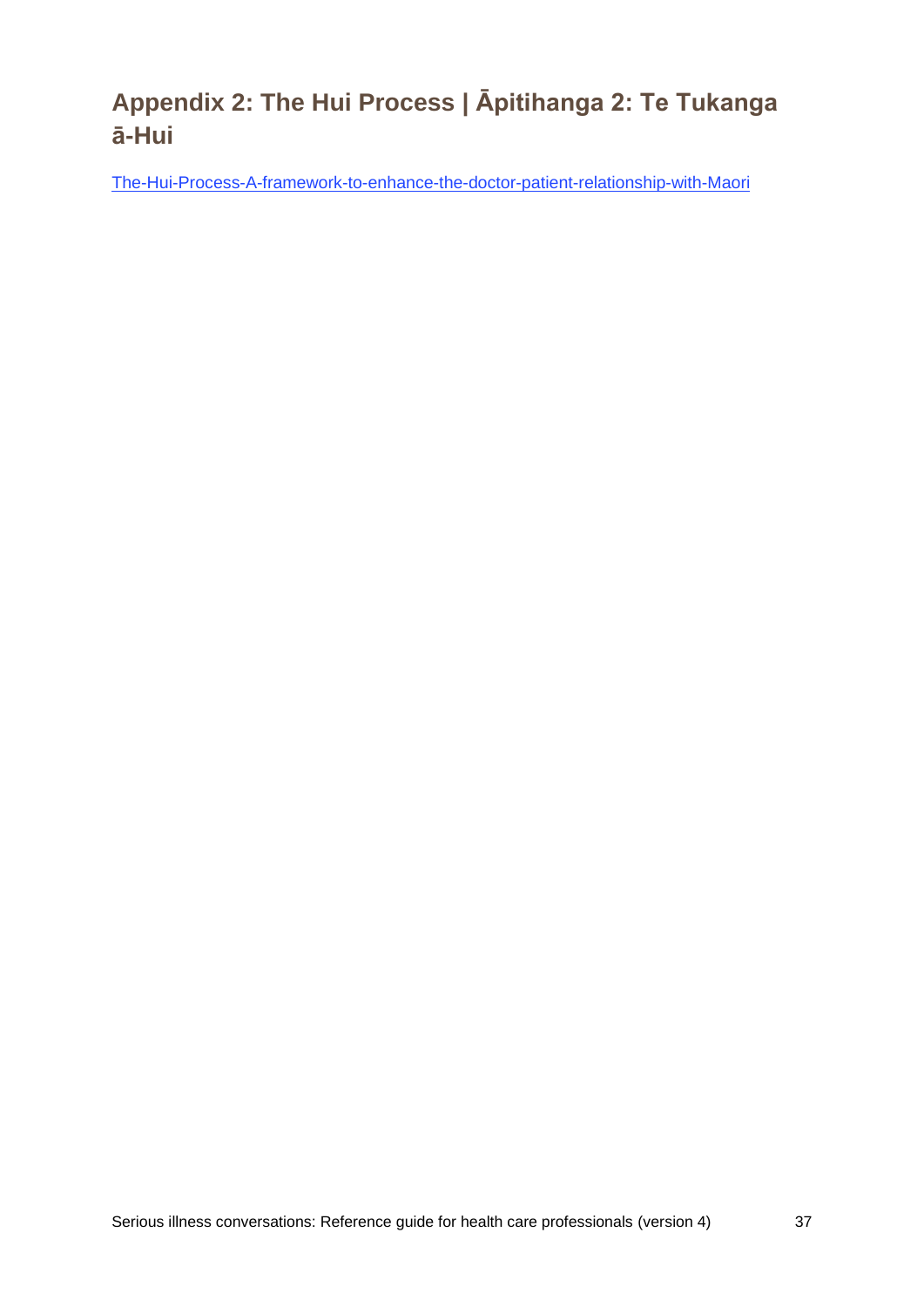## Appendix 2: The Hui Process | Āpitihanga 2: Te Tukanga ā-Hui

The-Hui-Process-A-framework-to-enhance-the-doctor-patient-relationship-with-Maori